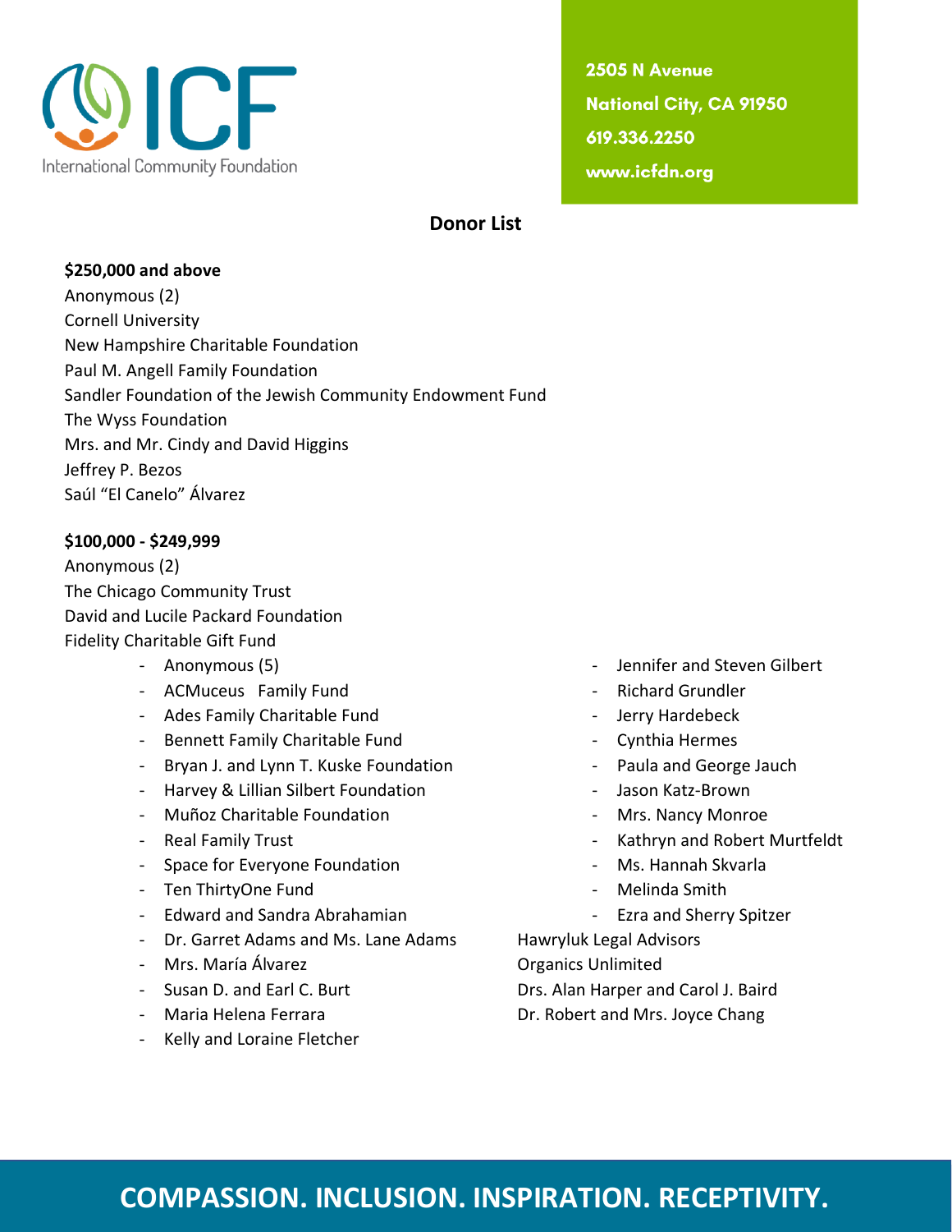ICF

International Community Foundation

2505 N Avenue
National City, CA 91950
619.336.2250
www.icfdn.org

## Donor List

**$250,000 and above**

Anonymous (2)
Cornell University
New Hampshire Charitable Foundation
Paul M. Angell Family Foundation
Sandler Foundation of the Jewish Community Endowment Fund
The Wyss Foundation
Mrs. and Mr. Cindy and David Higgins
Jeffrey P. Bezos
Saúl "El Canelo" Álvarez

**$100,000 - $249,999**

Anonymous (2)
The Chicago Community Trust
David and Lucile Packard Foundation
Fidelity Charitable Gift Fund

- Anonymous (5)
- ACMuceus Family Fund
- Ades Family Charitable Fund
- Bennett Family Charitable Fund
- Bryan J. and Lynn T. Kuske Foundation
- Harvey & Lillian Silbert Foundation
- Muñoz Charitable Foundation
- Real Family Trust
- Space for Everyone Foundation
- Ten ThirtyOne Fund
- Edward and Sandra Abrahamian
- Dr. Garret Adams and Ms. Lane Adams
- Mrs. María Álvarez
- Susan D. and Earl C. Burt
- Maria Helena Ferrara
- Kelly and Loraine Fletcher
- Jennifer and Steven Gilbert
- Richard Grundler
- Jerry Hardebeck
- Cynthia Hermes
- Paula and George Jauch
- Jason Katz-Brown
- Mrs. Nancy Monroe
- Kathryn and Robert Murtfeldt
- Ms. Hannah Skvarla
- Melinda Smith
- Ezra and Sherry Spitzer

Hawryluk Legal Advisors
Organics Unlimited
Drs. Alan Harper and Carol J. Baird
Dr. Robert and Mrs. Joyce Chang

COMPASSION. INCLUSION. INSPIRATION. RECEPTIVITY.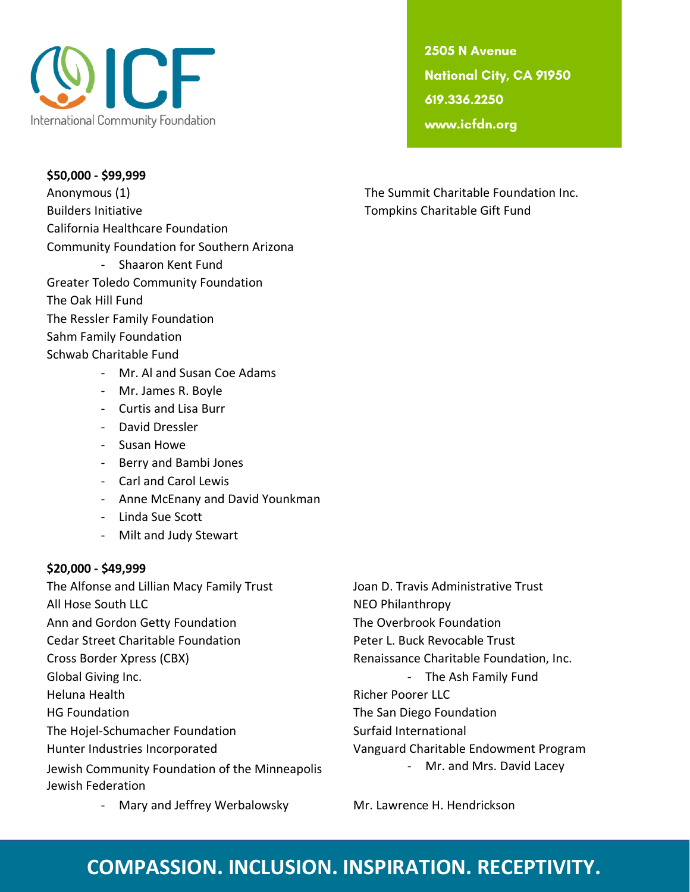### $50,000 - $99,999

Anonymous (1)
Builders Initiative
California Healthcare Foundation
Community Foundation for Southern Arizona
- Shaaron Kent Fund

Greater Toledo Community Foundation
The Oak Hill Fund
The Ressler Family Foundation
Sahm Family Foundation
Schwab Charitable Fund
- Mr. Al and Susan Coe Adams
- Mr. James R. Boyle
- Curtis and Lisa Burr
- David Dressler
- Susan Howe
- Berry and Bambi Jones
- Carl and Carol Lewis
- Anne McEnany and David Younkman
- Linda Sue Scott
- Milt and Judy Stewart

The Summit Charitable Foundation Inc.
Tompkins Charitable Gift Fund

### $20,000 - $49,999

The Alfonse and Lillian Macy Family Trust
All Hose South LLC
Ann and Gordon Getty Foundation
Cedar Street Charitable Foundation
Cross Border Xpress (CBX)
Global Giving Inc.
Heluna Health
HG Foundation
The Hojel-Schumacher Foundation
Hunter Industries Incorporated
Jewish Community Foundation of the Minneapolis Jewish Federation
- Mary and Jeffrey Werbalowsky

Joan D. Travis Administrative Trust
NEO Philanthropy
The Overbrook Foundation
Peter L. Buck Revocable Trust
Renaissance Charitable Foundation, Inc.
- The Ash Family Fund

Richer Poorer LLC
The San Diego Foundation
Surfaid International
Vanguard Charitable Endowment Program
- Mr. and Mrs. David Lacey

Mr. Lawrence H. Hendrickson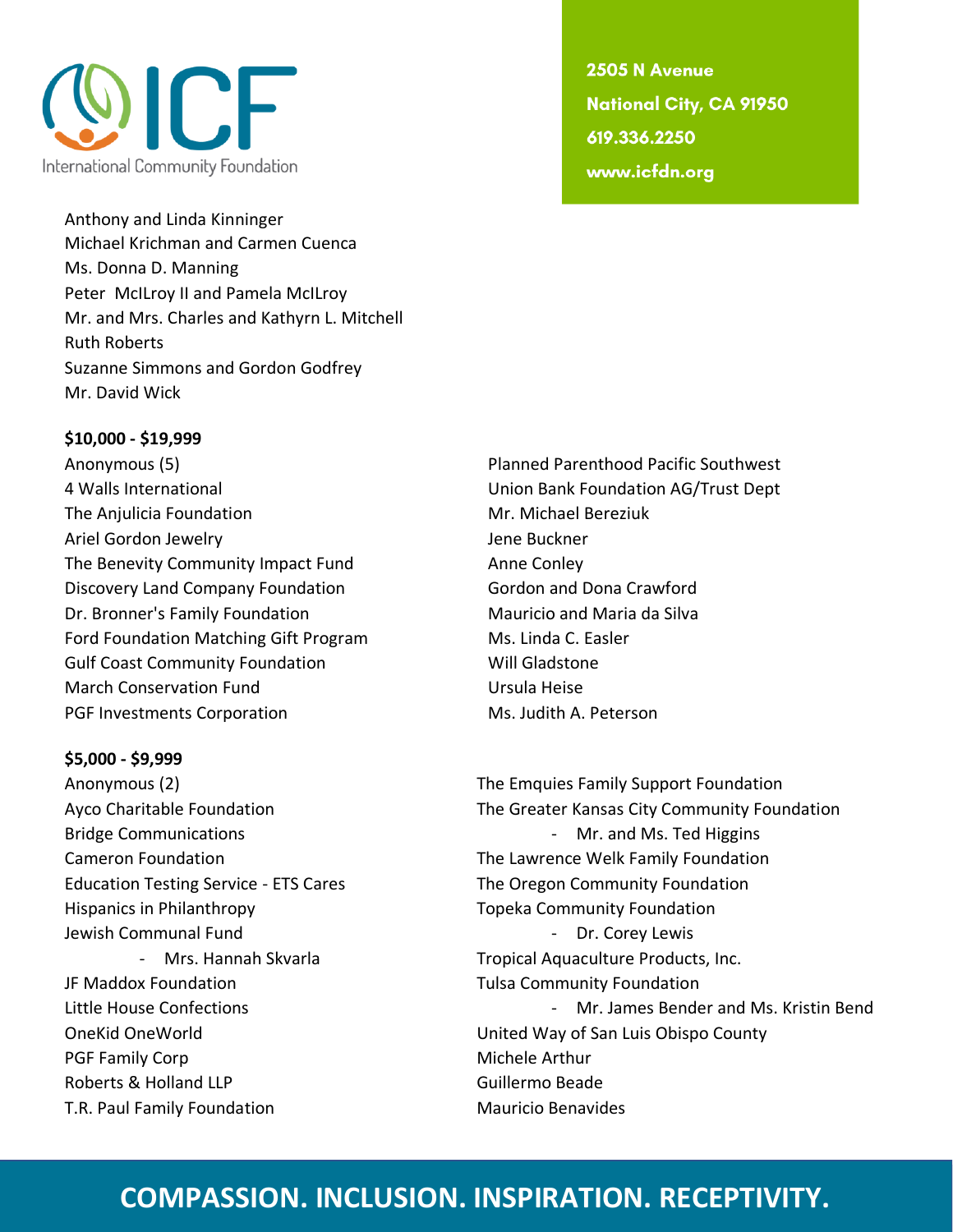Anthony and Linda Kinninger
Michael Krichman and Carmen Cuenca
Ms. Donna D. Manning
Peter McIlRoy II and Pamela McIlRoy
Mr. and Mrs. Charles and Kathyrn L. Mitchell
Ruth Roberts
Suzanne Simmons and Gordon Godfrey
Mr. David Wick

**$10,000 - $19,999**

Anonymous (5)
4 Walls International
The Anjulicia Foundation
Ariel Gordon Jewelry
The Benevity Community Impact Fund
Discovery Land Company Foundation
Dr. Bronner's Family Foundation
Ford Foundation Matching Gift Program
Gulf Coast Community Foundation
March Conservation Fund
PGF Investments Corporation
Planned Parenthood Pacific Southwest
Union Bank Foundation AG/Trust Dept
Mr. Michael Bereziuk
Jene Buckner
Anne Conley
Gordon and Dona Crawford
Mauricio and Maria da Silva
Ms. Linda C. Easler
Will Gladstone
Ursula Heise
Ms. Judith A. Peterson

**$5,000 - $9,999**

Anonymous (2)
Ayco Charitable Foundation
Bridge Communications
Cameron Foundation
Education Testing Service - ETS Cares
Hispanics in Philanthropy
Jewish Communal Fund
- Mrs. Hannah Skvarla

JF Maddox Foundation
Little House Confections
OneKid OneWorld
PGF Family Corp
Roberts & Holland LLP
T.R. Paul Family Foundation
The Emquies Family Support Foundation
The Greater Kansas City Community Foundation
- Mr. and Ms. Ted Higgins

The Lawrence Welk Family Foundation
The Oregon Community Foundation
Topeka Community Foundation
- Dr. Corey Lewis

Tropical Aquaculture Products, Inc.
Tulsa Community Foundation
- Mr. James Bender and Ms. Kristin Bend

United Way of San Luis Obispo County
Michele Arthur
Guillermo Beade
Mauricio Benavides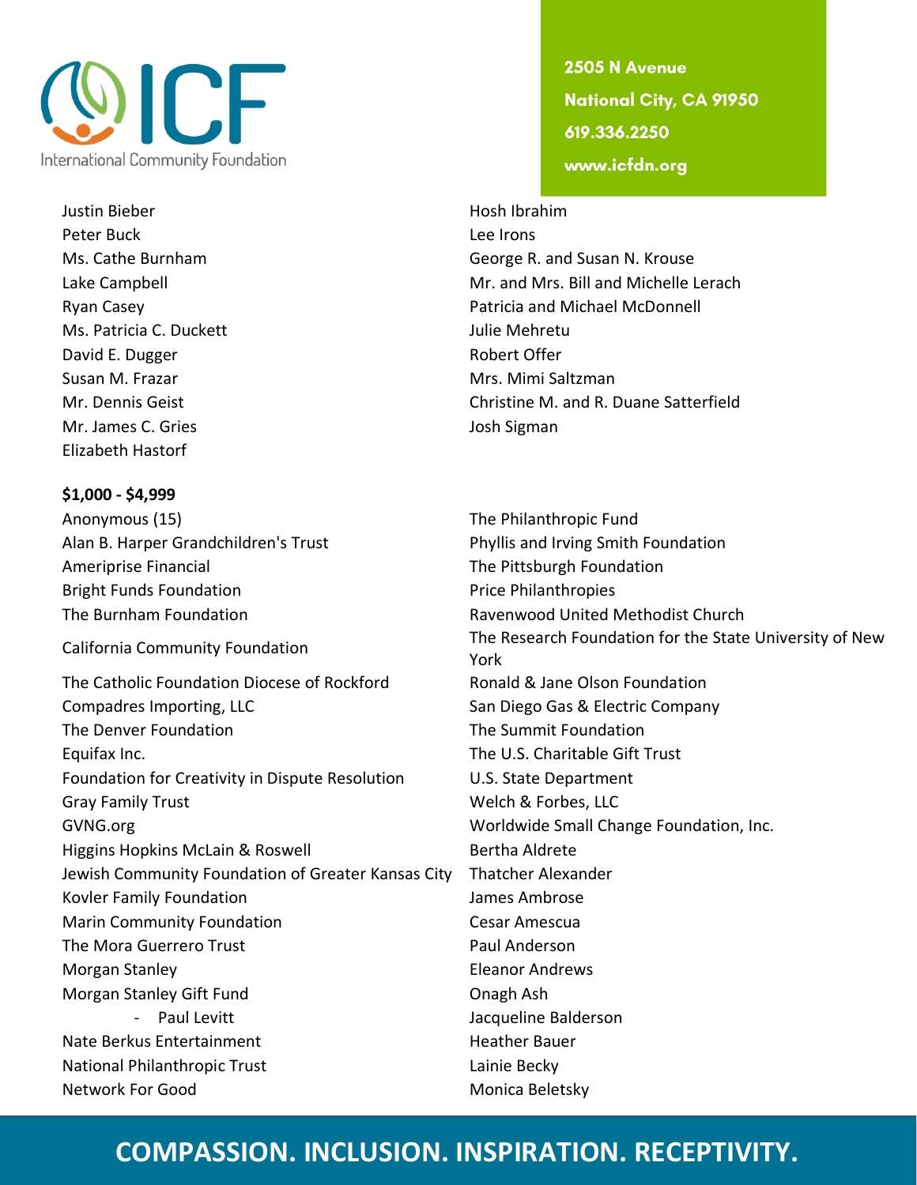Justin Bieber
Peter Buck
Ms. Cathe Burnham
Lake Campbell
Ryan Casey
Ms. Patricia C. Duckett
David E. Dugger
Susan M. Frazar
Mr. Dennis Geist
Mr. James C. Gries
Elizabeth Hastorf
Hosh Ibrahim
Lee Irons
George R. and Susan N. Krouse
Mr. and Mrs. Bill and Michelle Lerach
Patricia and Michael McDonnell
Julie Mehretu
Robert Offer
Mrs. Mimi Saltzman
Christine M. and R. Duane Satterfield
Josh Sigman

**$1,000 - $4,999**

Anonymous (15)
Alan B. Harper Grandchildren's Trust
Ameriprise Financial
Bright Funds Foundation
The Burnham Foundation
California Community Foundation
The Catholic Foundation Diocese of Rockford
Compadres Importing, LLC
The Denver Foundation
Equifax Inc.
Foundation for Creativity in Dispute Resolution
Gray Family Trust
GVNG.org
Higgins Hopkins McLain & Roswell
Jewish Community Foundation of Greater Kansas City
Kovler Family Foundation
Marin Community Foundation
The Mora Guerrero Trust
Morgan Stanley
Morgan Stanley Gift Fund
- Paul Levitt

Nate Berkus Entertainment
National Philanthropic Trust
Network For Good
The Philanthropic Fund
Phyllis and Irving Smith Foundation
The Pittsburgh Foundation
Price Philanthropies
Ravenwood United Methodist Church
The Research Foundation for the State University of New York
Ronald & Jane Olson Foundation
San Diego Gas & Electric Company
The Summit Foundation
The U.S. Charitable Gift Trust
U.S. State Department
Welch & Forbes, LLC
Worldwide Small Change Foundation, Inc.
Bertha Aldrete
Thatcher Alexander
James Ambrose
Cesar Amescua
Paul Anderson
Eleanor Andrews
Onagh Ash
Jacqueline Balderson
Heather Bauer
Lainie Becky
Monica Beletsky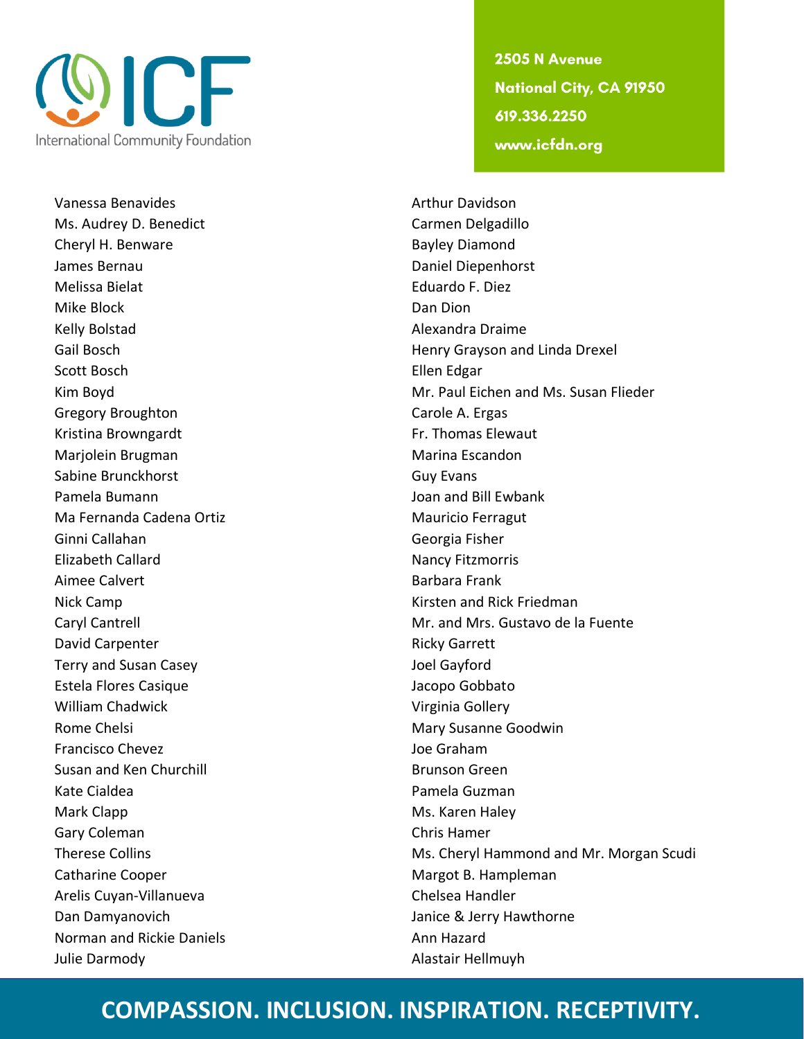Vanessa Benavides
Ms. Audrey D. Benedict
Cheryl H. Benware
James Bernau
Melissa Bielat
Mike Block
Kelly Bolstad
Gail Bosch
Scott Bosch
Kim Boyd
Gregory Broughton
Kristina Browngardt
Marjolein Brugman
Sabine Brunckhorst
Pamela Bumann
Ma Fernanda Cadena Ortiz
Ginni Callahan
Elizabeth Callard
Aimee Calvert
Nick Camp
Caryl Cantrell
David Carpenter
Terry and Susan Casey
Estela Flores Casique
William Chadwick
Rome Chelsi
Francisco Chevez
Susan and Ken Churchill
Kate Cialdea
Mark Clapp
Gary Coleman
Therese Collins
Catharine Cooper
Arelis Cuyan-Villanueva
Dan Damyanovich
Norman and Rickie Daniels
Julie Darmody
Arthur Davidson
Carmen Delgadillo
Bayley Diamond
Daniel Diepenhorst
Eduardo F. Diez
Dan Dion
Alexandra Draime
Henry Grayson and Linda Drexel
Ellen Edgar
Mr. Paul Eichen and Ms. Susan Flieder
Carole A. Ergas
Fr. Thomas Elewaut
Marina Escandon
Guy Evans
Joan and Bill Ewbank
Mauricio Ferragut
Georgia Fisher
Nancy Fitzmorris
Barbara Frank
Kirsten and Rick Friedman
Mr. and Mrs. Gustavo de la Fuente
Ricky Garrett
Joel Gayford
Jacopo Gobbato
Virginia Gollery
Mary Susanne Goodwin
Joe Graham
Brunson Green
Pamela Guzman
Ms. Karen Haley
Chris Hamer
Ms. Cheryl Hammond and Mr. Morgan Scudi
Margot B. Hampleman
Chelsea Handler
Janice & Jerry Hawthorne
Ann Hazard
Alastair Hellmuyh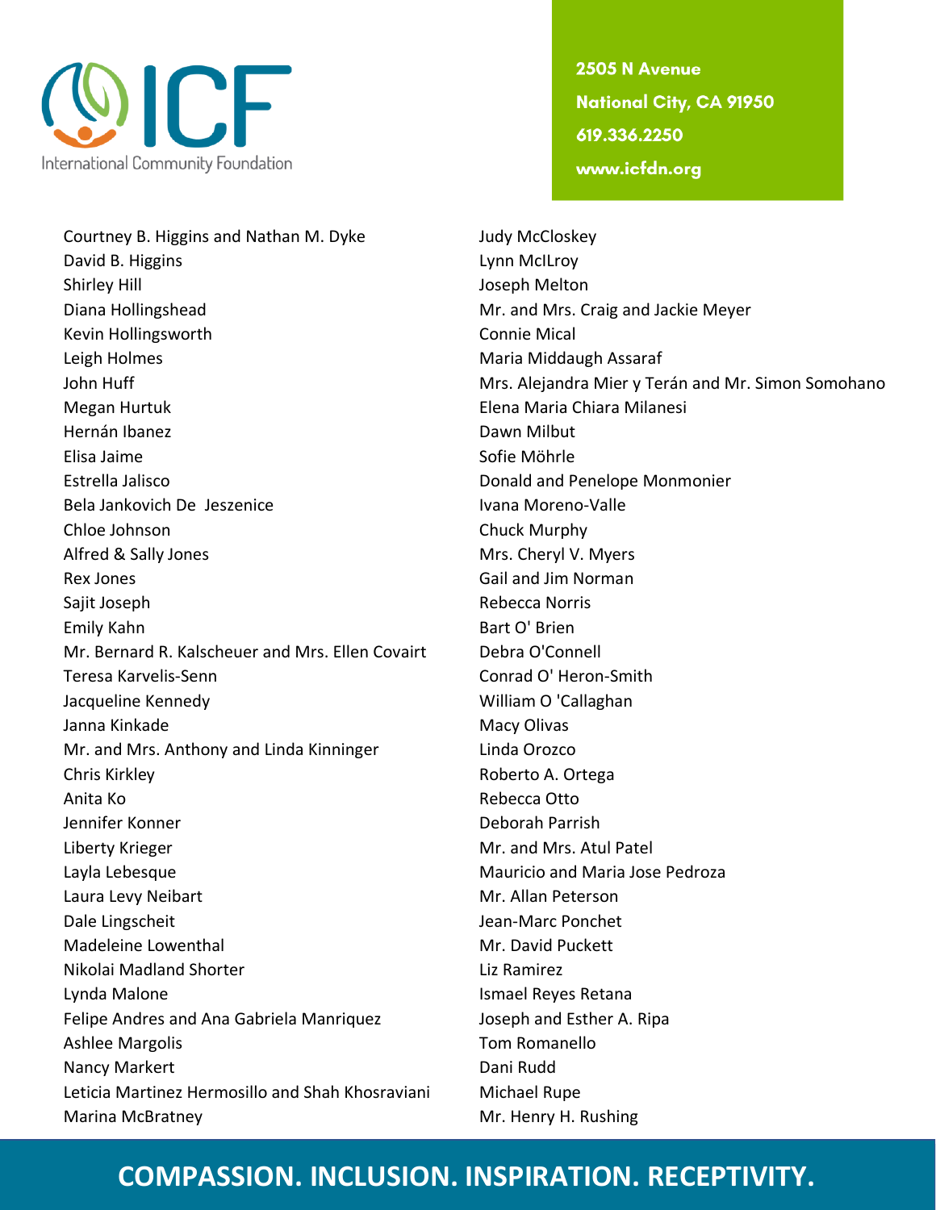Courtney B. Higgins and Nathan M. Dyke
David B. Higgins
Shirley Hill
Diana Hollingshead
Kevin Hollingsworth
Leigh Holmes
John Huff
Megan Hurtuk
Hernán Ibanez
Elisa Jaime
Estrella Jalisco
Bela Jankovich De Jeszenice
Chloe Johnson
Alfred & Sally Jones
Rex Jones
Sajit Joseph
Emily Kahn
Mr. Bernard R. Kalscheuer and Mrs. Ellen Covairt
Teresa Karvelis-Senn
Jacqueline Kennedy
Janna Kinkade
Mr. and Mrs. Anthony and Linda Kinninger
Chris Kirkley
Anita Ko
Jennifer Konner
Liberty Krieger
Layla Lebesque
Laura Levy Neibart
Dale Lingscheit
Madeleine Lowenthal
Nikolai Madland Shorter
Lynda Malone
Felipe Andres and Ana Gabriela Manriquez
Ashlee Margolis
Nancy Markert
Leticia Martinez Hermosillo and Shah Khosraviani
Marina McBratney
Judy McCloskey
Lynn McIlroy
Joseph Melton
Mr. and Mrs. Craig and Jackie Meyer
Connie Mical
Maria Middaugh Assaraf
Mrs. Alejandra Mier y Terán and Mr. Simon Somohano
Elena Maria Chiara Milanesi
Dawn Milbut
Sofie Möhrle
Donald and Penelope Monmonier
Ivana Moreno-Valle
Chuck Murphy
Mrs. Cheryl V. Myers
Gail and Jim Norman
Rebecca Norris
Bart O' Brien
Debra O'Connell
Conrad O' Heron-Smith
William O 'Callaghan
Macy Olivas
Linda Orozco
Roberto A. Ortega
Rebecca Otto
Deborah Parrish
Mr. and Mrs. Atul Patel
Mauricio and Maria Jose Pedroza
Mr. Allan Peterson
Jean-Marc Ponchet
Mr. David Puckett
Liz Ramirez
Ismael Reyes Retana
Joseph and Esther A. Ripa
Tom Romanello
Dani Rudd
Michael Rupe
Mr. Henry H. Rushing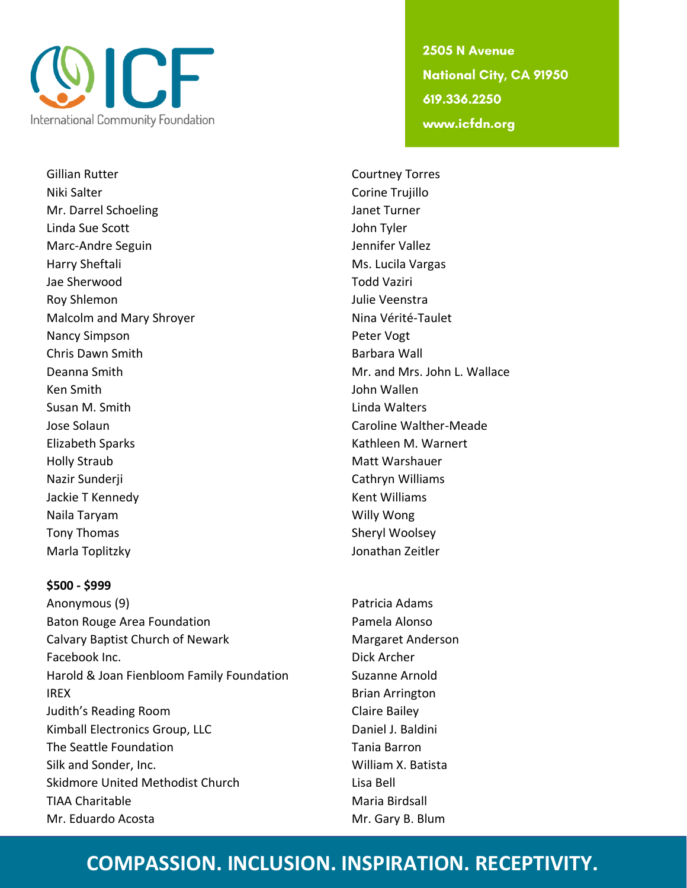Gillian Rutter
Niki Salter
Mr. Darrel Schoeling
Linda Sue Scott
Marc-Andre Seguin
Harry Sheftali
Jae Sherwood
Roy Shlemon
Malcolm and Mary Shroyer
Nancy Simpson
Chris Dawn Smith
Deanna Smith
Ken Smith
Susan M. Smith
Jose Solaun
Elizabeth Sparks
Holly Straub
Nazir Sunderji
Jackie T Kennedy
Naila Taryam
Tony Thomas
Marla Toplitzky
Courtney Torres
Corine Trujillo
Janet Turner
John Tyler
Jennifer Vallez
Ms. Lucila Vargas
Todd Vaziri
Julie Veenstra
Nina Vérité-Taulet
Peter Vogt
Barbara Wall
Mr. and Mrs. John L. Wallace
John Wallen
Linda Walters
Caroline Walther-Meade
Kathleen M. Warnert
Matt Warshauer
Cathryn Williams
Kent Williams
Willy Wong
Sheryl Woolsey
Jonathan Zeitler

**$500 - $999**

Anonymous (9)
Baton Rouge Area Foundation
Calvary Baptist Church of Newark
Facebook Inc.
Harold & Joan Fienbloom Family Foundation
IREX
Judith's Reading Room
Kimball Electronics Group, LLC
The Seattle Foundation
Silk and Sonder, Inc.
Skidmore United Methodist Church
TIAA Charitable
Mr. Eduardo Acosta
Patricia Adams
Pamela Alonso
Margaret Anderson
Dick Archer
Suzanne Arnold
Brian Arrington
Claire Bailey
Daniel J. Baldini
Tania Barron
William X. Batista
Lisa Bell
Maria Birdsall
Mr. Gary B. Blum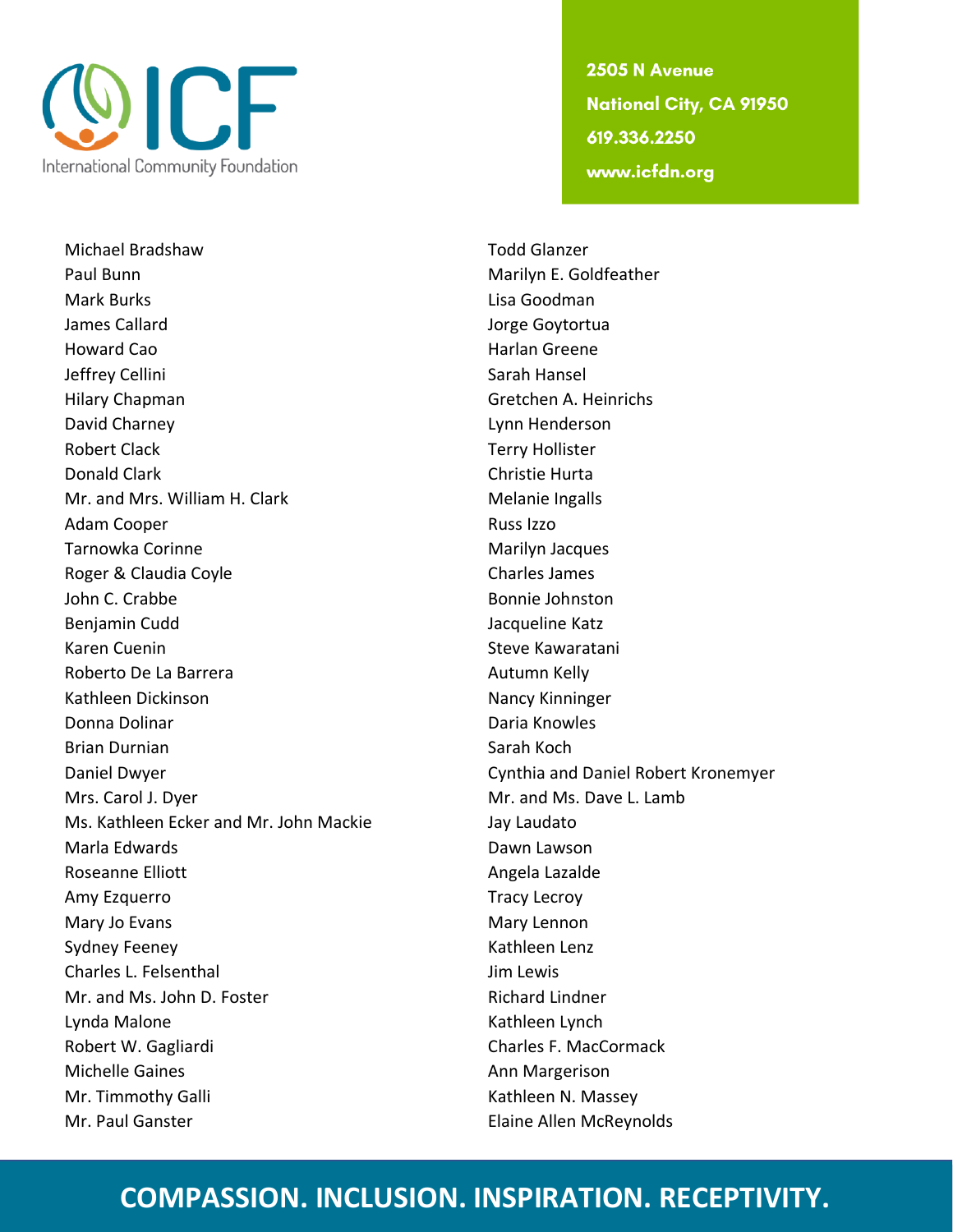Michael Bradshaw
Paul Bunn
Mark Burks
James Callard
Howard Cao
Jeffrey Cellini
Hilary Chapman
David Charney
Robert Clack
Donald Clark
Mr. and Mrs. William H. Clark
Adam Cooper
Tarnowka Corinne
Roger & Claudia Coyle
John C. Crabbe
Benjamin Cudd
Karen Cuenin
Roberto De La Barrera
Kathleen Dickinson
Donna Dolinar
Brian Durnian
Daniel Dwyer
Mrs. Carol J. Dyer
Ms. Kathleen Ecker and Mr. John Mackie
Marla Edwards
Roseanne Elliott
Amy Ezquerro
Mary Jo Evans
Sydney Feeney
Charles L. Felsenthal
Mr. and Ms. John D. Foster
Lynda Malone
Robert W. Gagliardi
Michelle Gaines
Mr. Timmothy Galli
Mr. Paul Ganster
Todd Glanzer
Marilyn E. Goldfeather
Lisa Goodman
Jorge Goytortua
Harlan Greene
Sarah Hansel
Gretchen A. Heinrichs
Lynn Henderson
Terry Hollister
Christie Hurta
Melanie Ingalls
Russ Izzo
Marilyn Jacques
Charles James
Bonnie Johnston
Jacqueline Katz
Steve Kawaratani
Autumn Kelly
Nancy Kinninger
Daria Knowles
Sarah Koch
Cynthia and Daniel Robert Kronemyer
Mr. and Ms. Dave L. Lamb
Jay Laudato
Dawn Lawson
Angela Lazalde
Tracy Lecroy
Mary Lennon
Kathleen Lenz
Jim Lewis
Richard Lindner
Kathleen Lynch
Charles F. MacCormack
Ann Margerison
Kathleen N. Massey
Elaine Allen McReynolds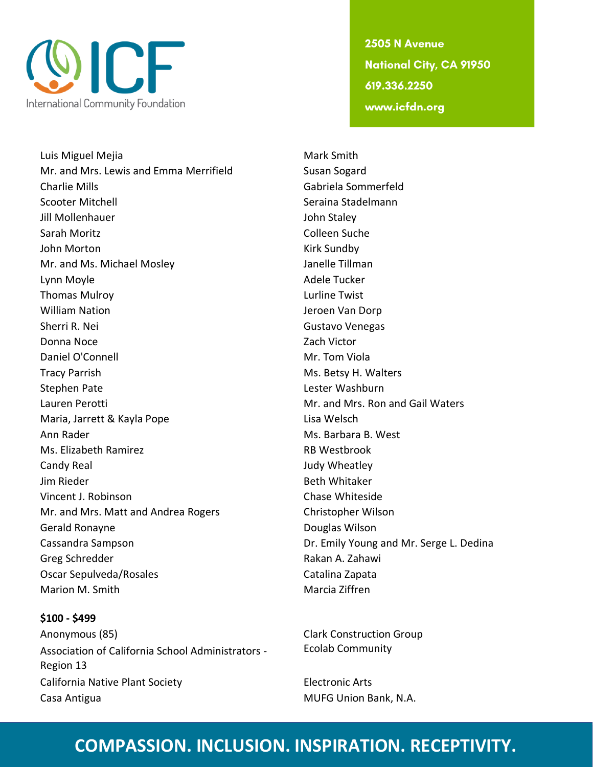Luis Miguel Mejia
Mr. and Mrs. Lewis and Emma Merrifield
Charlie Mills
Scooter Mitchell
Jill Mollenhauer
Sarah Moritz
John Morton
Mr. and Ms. Michael Mosley
Lynn Moyle
Thomas Mulroy
William Nation
Sherri R. Nei
Donna Noce
Daniel O'Connell
Tracy Parrish
Stephen Pate
Lauren Perotti
Maria, Jarrett & Kayla Pope
Ann Rader
Ms. Elizabeth Ramirez
Candy Real
Jim Rieder
Vincent J. Robinson
Mr. and Mrs. Matt and Andrea Rogers
Gerald Ronayne
Cassandra Sampson
Greg Schredder
Oscar Sepulveda/Rosales
Marion M. Smith
Mark Smith
Susan Sogard
Gabriela Sommerfeld
Seraina Stadelmann
John Staley
Colleen Suche
Kirk Sundby
Janelle Tillman
Adele Tucker
Lurline Twist
Jeroen Van Dorp
Gustavo Venegas
Zach Victor
Mr. Tom Viola
Ms. Betsy H. Walters
Lester Washburn
Mr. and Mrs. Ron and Gail Waters
Lisa Welsch
Ms. Barbara B. West
RB Westbrook
Judy Wheatley
Beth Whitaker
Chase Whiteside
Christopher Wilson
Douglas Wilson
Dr. Emily Young and Mr. Serge L. Dedina
Rakan A. Zahawi
Catalina Zapata
Marcia Ziffren

**$100 - $499**

Anonymous (85)
Association of California School Administrators - Region 13
California Native Plant Society
Casa Antigua
Clark Construction Group
Ecolab Community
Electronic Arts
MUFG Union Bank, N.A.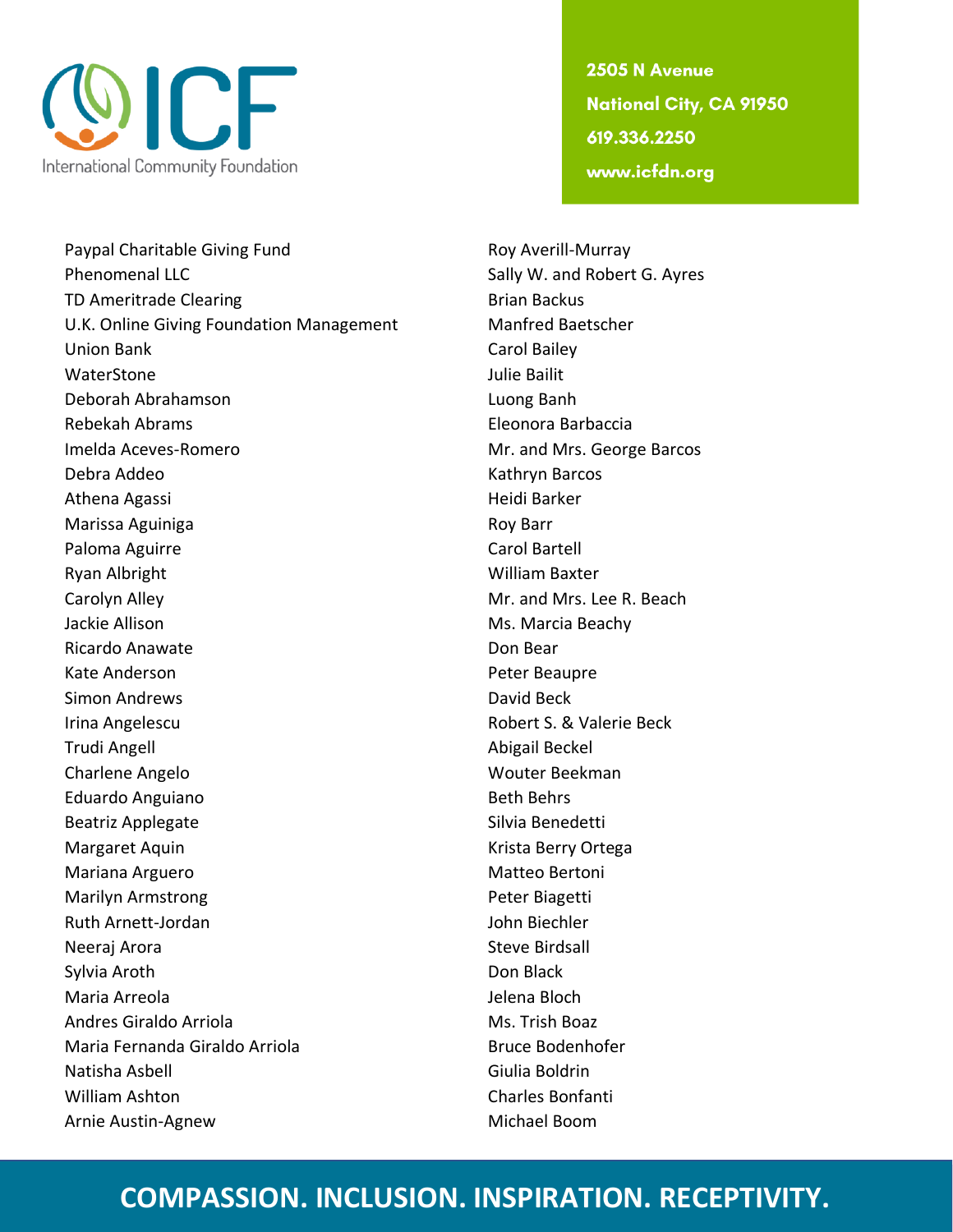Paypal Charitable Giving Fund
Phenomenal LLC
TD Ameritrade Clearing
U.K. Online Giving Foundation Management
Union Bank
WaterStone
Deborah Abrahamson
Rebekah Abrams
Imelda Aceves-Romero
Debra Addeo
Athena Agassi
Marissa Aguiniga
Paloma Aguirre
Ryan Albright
Carolyn Alley
Jackie Allison
Ricardo Anawate
Kate Anderson
Simon Andrews
Irina Angelescu
Trudi Angell
Charlene Angelo
Eduardo Anguiano
Beatriz Applegate
Margaret Aquin
Mariana Arguero
Marilyn Armstrong
Ruth Arnett-Jordan
Neeraj Arora
Sylvia Aroth
Maria Arreola
Andres Giraldo Arriola
Maria Fernanda Giraldo Arriola
Natisha Asbell
William Ashton
Arnie Austin-Agnew
Roy Averill-Murray
Sally W. and Robert G. Ayres
Brian Backus
Manfred Baetscher
Carol Bailey
Julie Bailit
Luong Banh
Eleonora Barbaccia
Mr. and Mrs. George Barcos
Kathryn Barcos
Heidi Barker
Roy Barr
Carol Bartell
William Baxter
Mr. and Mrs. Lee R. Beach
Ms. Marcia Beachy
Don Bear
Peter Beaupre
David Beck
Robert S. & Valerie Beck
Abigail Beckel
Wouter Beekman
Beth Behrs
Silvia Benedetti
Krista Berry Ortega
Matteo Bertoni
Peter Biagetti
John Biechler
Steve Birdsall
Don Black
Jelena Bloch
Ms. Trish Boaz
Bruce Bodenhofer
Giulia Boldrin
Charles Bonfanti
Michael Boom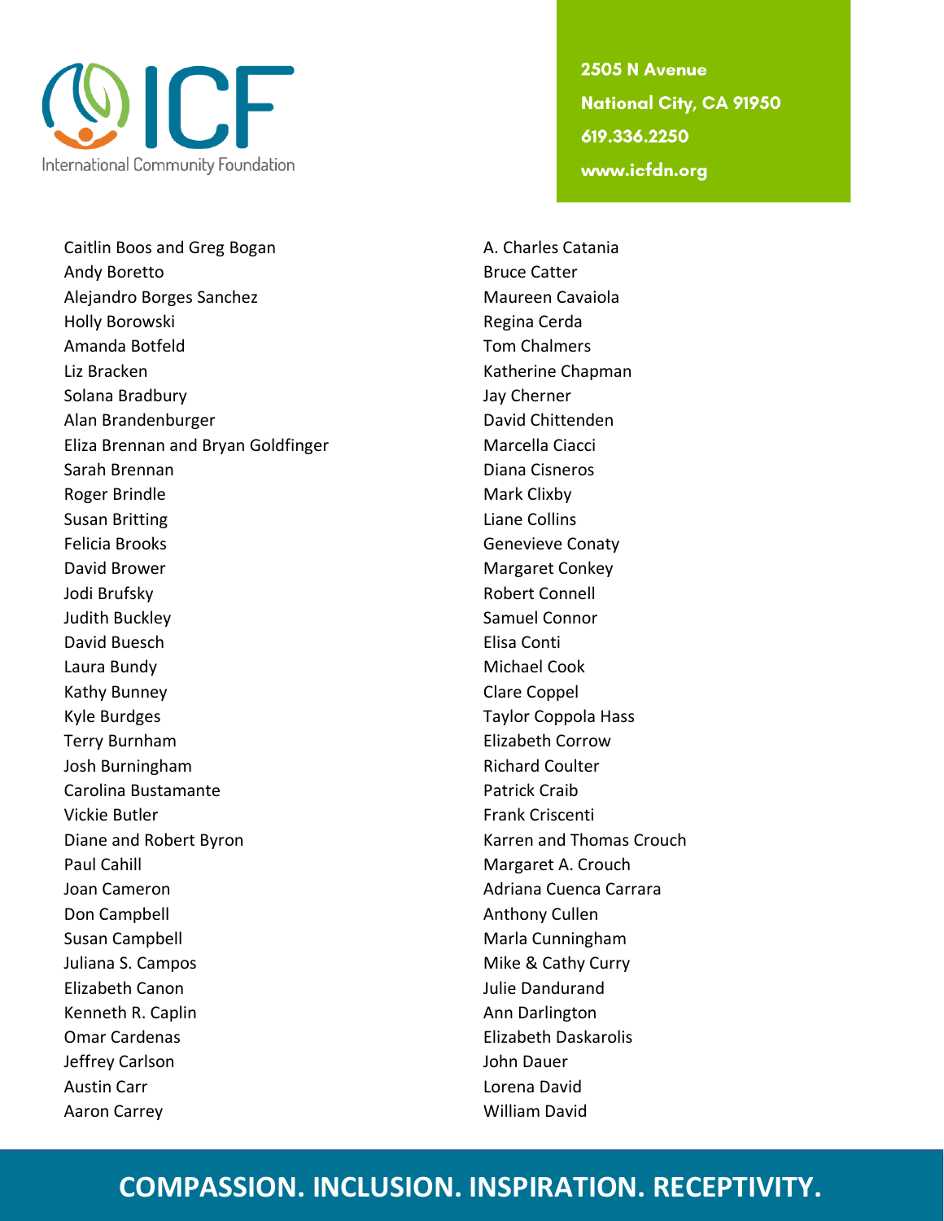Caitlin Boos and Greg Bogan
Andy Boretto
Alejandro Borges Sanchez
Holly Borowski
Amanda Botfeld
Liz Bracken
Solana Bradbury
Alan Brandenburger
Eliza Brennan and Bryan Goldfinger
Sarah Brennan
Roger Brindle
Susan Britting
Felicia Brooks
David Brower
Jodi Brufsky
Judith Buckley
David Buesch
Laura Bundy
Kathy Bunney
Kyle Burdges
Terry Burnham
Josh Burningham
Carolina Bustamante
Vickie Butler
Diane and Robert Byron
Paul Cahill
Joan Cameron
Don Campbell
Susan Campbell
Juliana S. Campos
Elizabeth Canon
Kenneth R. Caplin
Omar Cardenas
Jeffrey Carlson
Austin Carr
Aaron Carrey
A. Charles Catania
Bruce Catter
Maureen Cavaiola
Regina Cerda
Tom Chalmers
Katherine Chapman
Jay Cherner
David Chittenden
Marcella Ciacci
Diana Cisneros
Mark Clixby
Liane Collins
Genevieve Conaty
Margaret Conkey
Robert Connell
Samuel Connor
Elisa Conti
Michael Cook
Clare Coppel
Taylor Coppola Hass
Elizabeth Corrow
Richard Coulter
Patrick Craib
Frank Criscenti
Karren and Thomas Crouch
Margaret A. Crouch
Adriana Cuenca Carrara
Anthony Cullen
Marla Cunningham
Mike & Cathy Curry
Julie Dandurand
Ann Darlington
Elizabeth Daskarolis
John Dauer
Lorena David
William David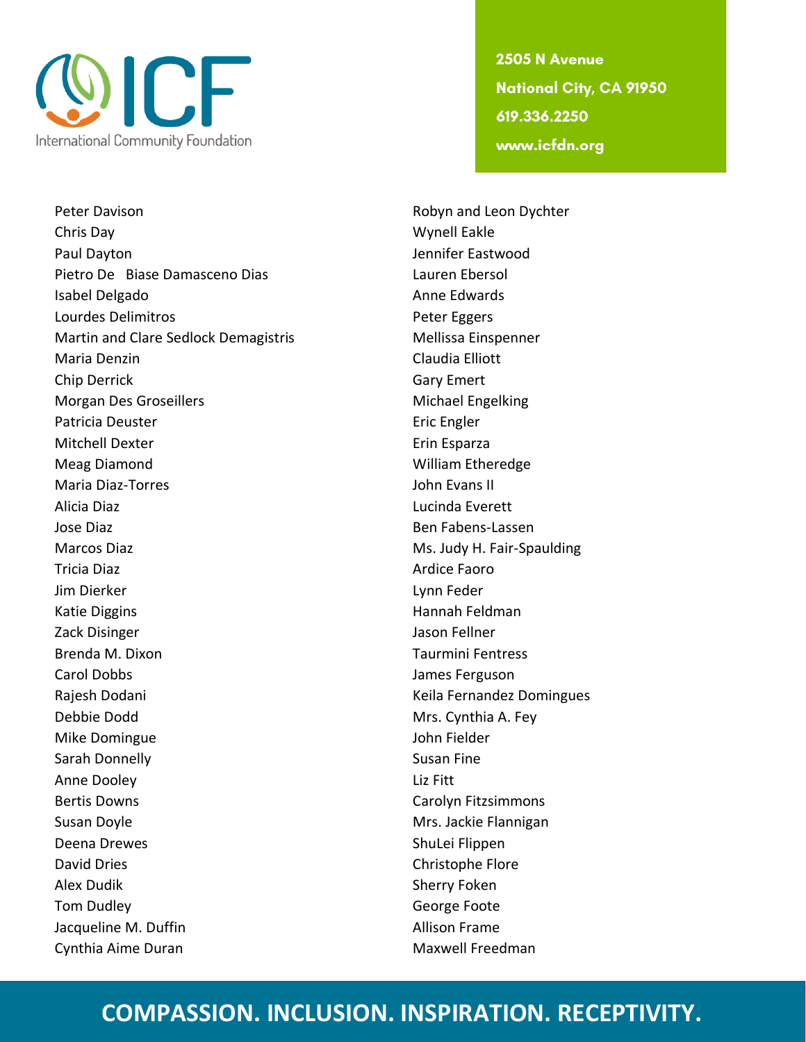Peter Davison
Chris Day
Paul Dayton
Pietro De Biase Damasceno Dias
Isabel Delgado
Lourdes Delimitros
Martin and Clare Sedlock Demagistris
Maria Denzin
Chip Derrick
Morgan Des Groseillers
Patricia Deuster
Mitchell Dexter
Meag Diamond
Maria Diaz-Torres
Alicia Diaz
Jose Diaz
Marcos Diaz
Tricia Diaz
Jim Dierker
Katie Diggins
Zack Disinger
Brenda M. Dixon
Carol Dobbs
Rajesh Dodani
Debbie Dodd
Mike Domingue
Sarah Donnelly
Anne Dooley
Bertis Downs
Susan Doyle
Deena Drewes
David Dries
Alex Dudik
Tom Dudley
Jacqueline M. Duffin
Cynthia Aime Duran
Robyn and Leon Dychter
Wynell Eakle
Jennifer Eastwood
Lauren Ebersol
Anne Edwards
Peter Eggers
Mellissa Einspenner
Claudia Elliott
Gary Emert
Michael Engelking
Eric Engler
Erin Esparza
William Etheredge
John Evans II
Lucinda Everett
Ben Fabens-Lassen
Ms. Judy H. Fair-Spaulding
Ardice Faoro
Lynn Feder
Hannah Feldman
Jason Fellner
Taurmini Fentress
James Ferguson
Keila Fernandez Domingues
Mrs. Cynthia A. Fey
John Fielder
Susan Fine
Liz Fitt
Carolyn Fitzsimmons
Mrs. Jackie Flannigan
ShuLei Flippen
Christophe Flore
Sherry Foken
George Foote
Allison Frame
Maxwell Freedman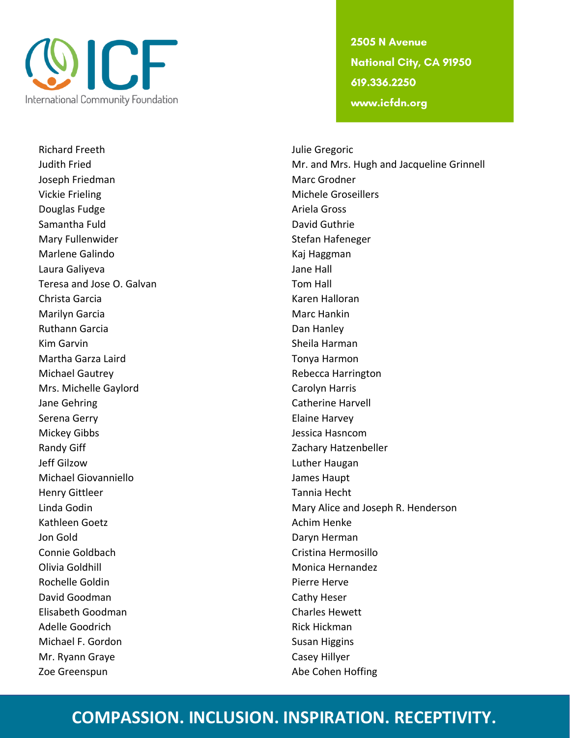Richard Freeth
Judith Fried
Joseph Friedman
Vickie Frieling
Douglas Fudge
Samantha Fuld
Mary Fullenwider
Marlene Galindo
Laura Galiyeva
Teresa and Jose O. Galvan
Christa Garcia
Marilyn Garcia
Ruthann Garcia
Kim Garvin
Martha Garza Laird
Michael Gautrey
Mrs. Michelle Gaylord
Jane Gehring
Serena Gerry
Mickey Gibbs
Randy Giff
Jeff Gilzow
Michael Giovanniello
Henry Gittleer
Linda Godin
Kathleen Goetz
Jon Gold
Connie Goldbach
Olivia Goldhill
Rochelle Goldin
David Goodman
Elisabeth Goodman
Adelle Goodrich
Michael F. Gordon
Mr. Ryann Graye
Zoe Greenspun

Julie Gregoric
Mr. and Mrs. Hugh and Jacqueline Grinnell
Marc Grodner
Michele Groseillers
Ariela Gross
David Guthrie
Stefan Hafeneger
Kaj Haggman
Jane Hall
Tom Hall
Karen Halloran
Marc Hankin
Dan Hanley
Sheila Harman
Tonya Harmon
Rebecca Harrington
Carolyn Harris
Catherine Harvell
Elaine Harvey
Jessica Hasncom
Zachary Hatzenbeller
Luther Haugan
James Haupt
Tannia Hecht
Mary Alice and Joseph R. Henderson
Achim Henke
Daryn Herman
Cristina Hermosillo
Monica Hernandez
Pierre Herve
Cathy Heser
Charles Hewett
Rick Hickman
Susan Higgins
Casey Hillyer
Abe Cohen Hoffing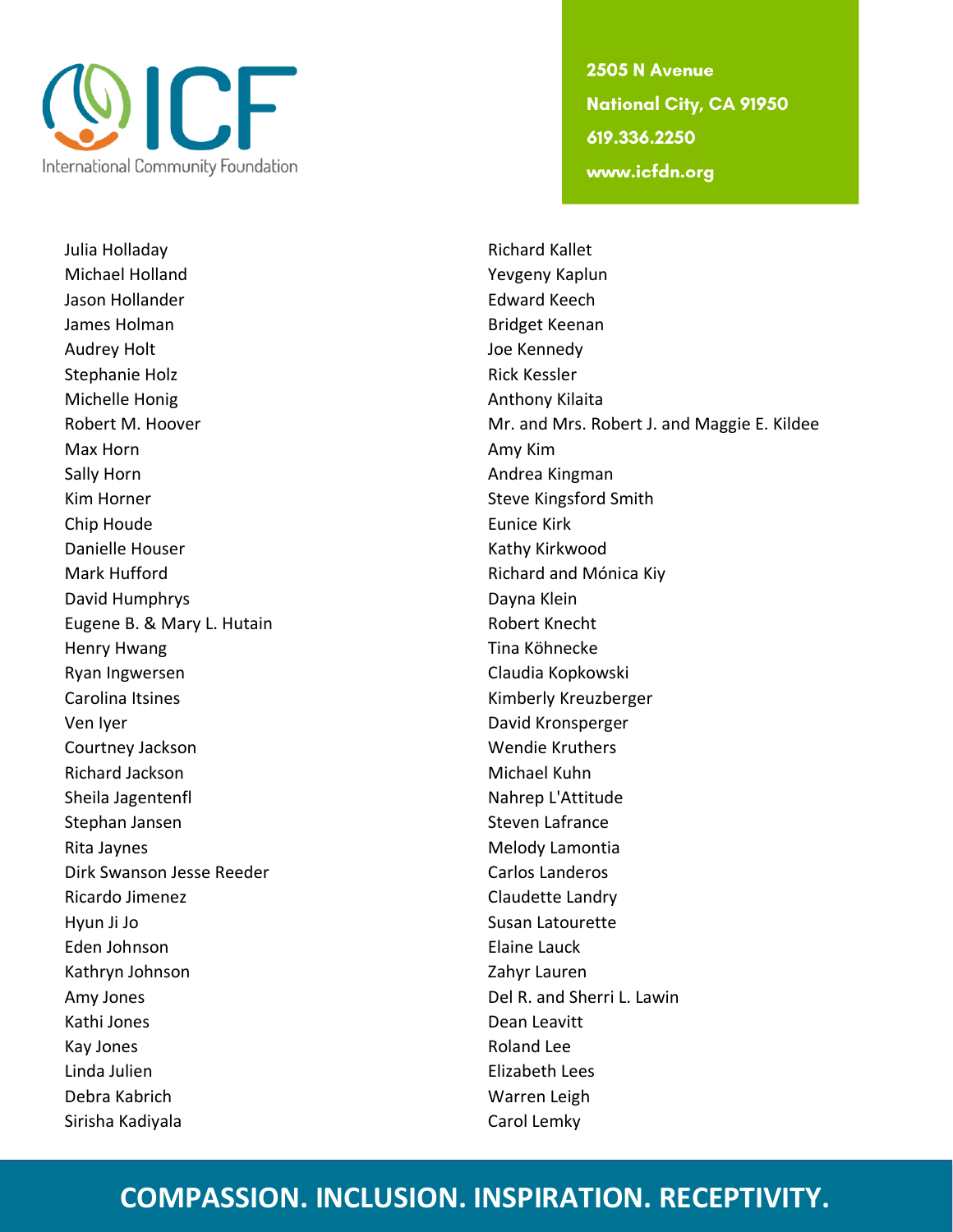Julia Holladay
Michael Holland
Jason Hollander
James Holman
Audrey Holt
Stephanie Holz
Michelle Honig
Robert M. Hoover
Max Horn
Sally Horn
Kim Horner
Chip Houde
Danielle Houser
Mark Hufford
David Humphrys
Eugene B. & Mary L. Hutain
Henry Hwang
Ryan Ingwersen
Carolina Itsines
Ven Iyer
Courtney Jackson
Richard Jackson
Sheila Jagentenfl
Stephan Jansen
Rita Jaynes
Dirk Swanson Jesse Reeder
Ricardo Jimenez
Hyun Ji Jo
Eden Johnson
Kathryn Johnson
Amy Jones
Kathi Jones
Kay Jones
Linda Julien
Debra Kabrich
Sirisha Kadiyala
Richard Kallet
Yevgeny Kaplun
Edward Keech
Bridget Keenan
Joe Kennedy
Rick Kessler
Anthony Kilaita
Mr. and Mrs. Robert J. and Maggie E. Kildee
Amy Kim
Andrea Kingman
Steve Kingsford Smith
Eunice Kirk
Kathy Kirkwood
Richard and Mónica Kiy
Dayna Klein
Robert Knecht
Tina Köhnecke
Claudia Kopkowski
Kimberly Kreuzberger
David Kronsperger
Wendie Kruthers
Michael Kuhn
Nahrep L'Attitude
Steven Lafrance
Melody Lamontia
Carlos Landeros
Claudette Landry
Susan Latourette
Elaine Lauck
Zahyr Lauren
Del R. and Sherri L. Lawin
Dean Leavitt
Roland Lee
Elizabeth Lees
Warren Leigh
Carol Lemky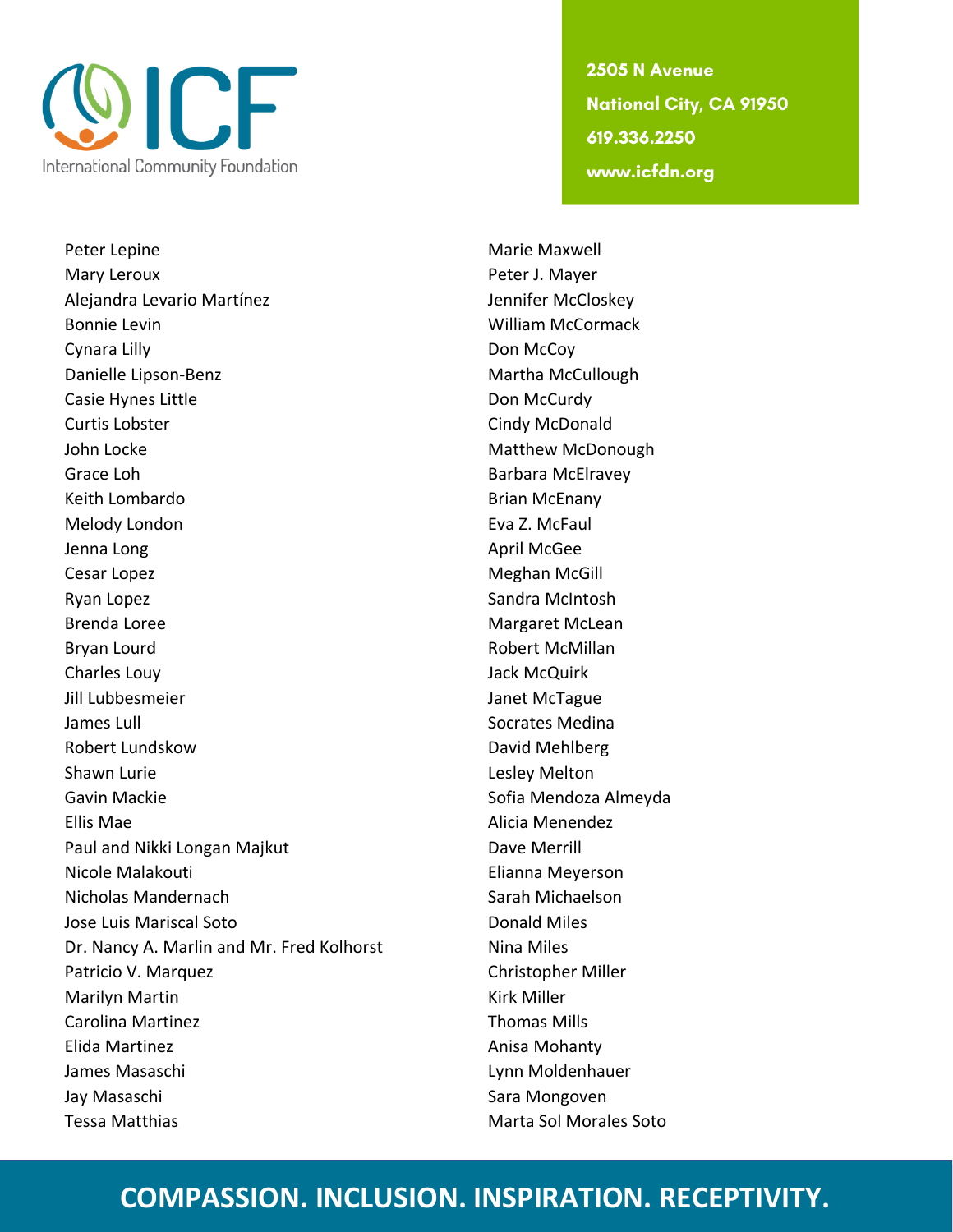Peter Lepine
Mary Leroux
Alejandra Levario Martínez
Bonnie Levin
Cynara Lilly
Danielle Lipson-Benz
Casie Hynes Little
Curtis Lobster
John Locke
Grace Loh
Keith Lombardo
Melody London
Jenna Long
Cesar Lopez
Ryan Lopez
Brenda Loree
Bryan Lourd
Charles Louy
Jill Lubbesmeier
James Lull
Robert Lundskow
Shawn Lurie
Gavin Mackie
Ellis Mae
Paul and Nikki Longan Majkut
Nicole Malakouti
Nicholas Mandernach
Jose Luis Mariscal Soto
Dr. Nancy A. Marlin and Mr. Fred Kolhorst
Patricio V. Marquez
Marilyn Martin
Carolina Martinez
Elida Martinez
James Masaschi
Jay Masaschi
Tessa Matthias
Marie Maxwell
Peter J. Mayer
Jennifer McCloskey
William McCormack
Don McCoy
Martha McCullough
Don McCurdy
Cindy McDonald
Matthew McDonough
Barbara McElravey
Brian McEnany
Eva Z. McFaul
April McGee
Meghan McGill
Sandra McIntosh
Margaret McLean
Robert McMillan
Jack McQuirk
Janet McTague
Socrates Medina
David Mehlberg
Lesley Melton
Sofia Mendoza Almeyda
Alicia Menendez
Dave Merrill
Elianna Meyerson
Sarah Michaelson
Donald Miles
Nina Miles
Christopher Miller
Kirk Miller
Thomas Mills
Anisa Mohanty
Lynn Moldenhauer
Sara Mongoven
Marta Sol Morales Soto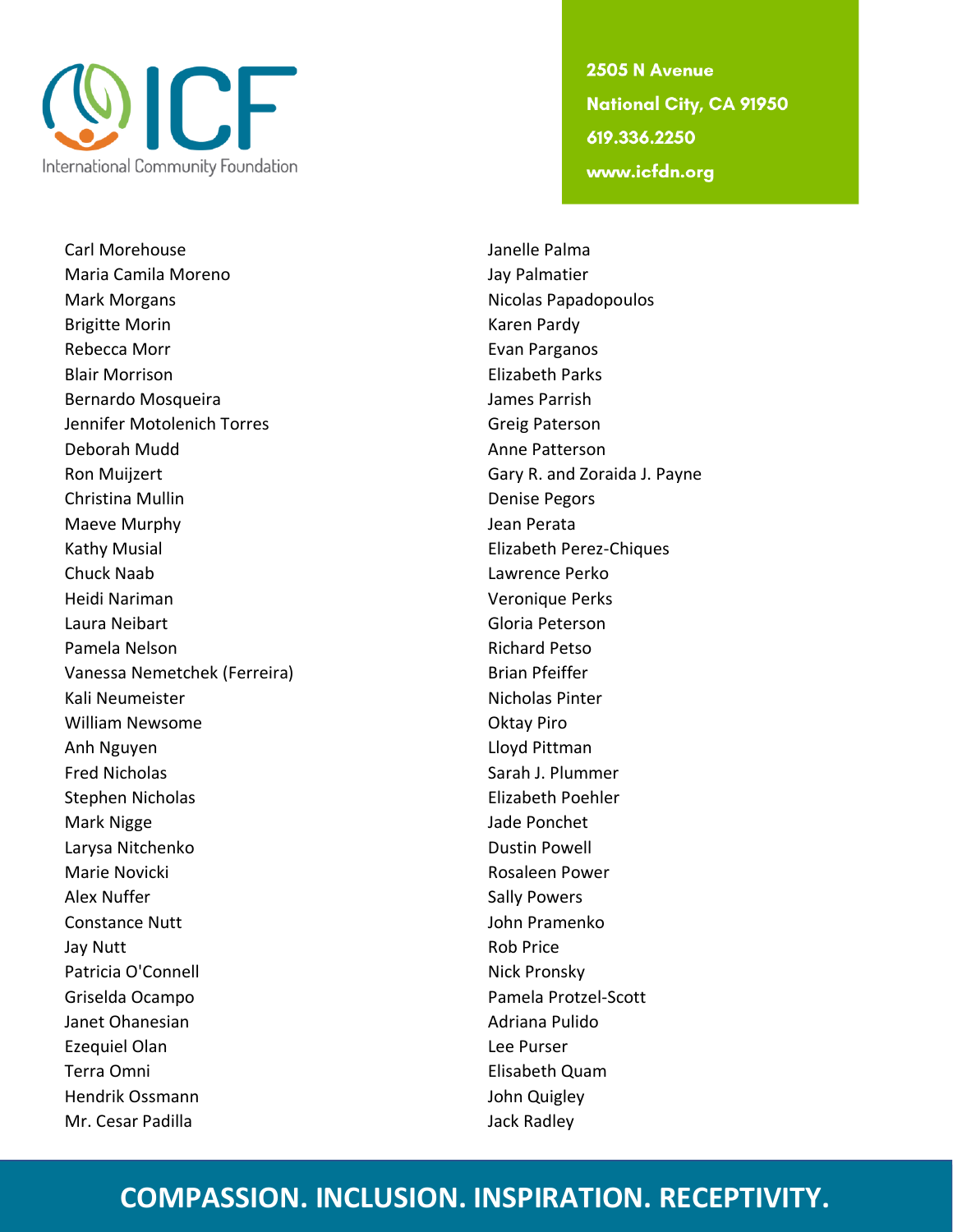Carl Morehouse
Maria Camila Moreno
Mark Morgans
Brigitte Morin
Rebecca Morr
Blair Morrison
Bernardo Mosqueira
Jennifer Motolenich Torres
Deborah Mudd
Ron Muijzert
Christina Mullin
Maeve Murphy
Kathy Musial
Chuck Naab
Heidi Nariman
Laura Neibart
Pamela Nelson
Vanessa Nemetchek (Ferreira)
Kali Neumeister
William Newsome
Anh Nguyen
Fred Nicholas
Stephen Nicholas
Mark Nigge
Larysa Nitchenko
Marie Novicki
Alex Nuffer
Constance Nutt
Jay Nutt
Patricia O'Connell
Griselda Ocampo
Janet Ohanesian
Ezequiel Olan
Terra Omni
Hendrik Ossmann
Mr. Cesar Padilla
Janelle Palma
Jay Palmatier
Nicolas Papadopoulos
Karen Pardy
Evan Parganos
Elizabeth Parks
James Parrish
Greig Paterson
Anne Patterson
Gary R. and Zoraida J. Payne
Denise Pegors
Jean Perata
Elizabeth Perez-Chiques
Lawrence Perko
Veronique Perks
Gloria Peterson
Richard Petso
Brian Pfeiffer
Nicholas Pinter
Oktay Piro
Lloyd Pittman
Sarah J. Plummer
Elizabeth Poehler
Jade Ponchet
Dustin Powell
Rosaleen Power
Sally Powers
John Pramenko
Rob Price
Nick Pronsky
Pamela Protzel-Scott
Adriana Pulido
Lee Purser
Elisabeth Quam
John Quigley
Jack Radley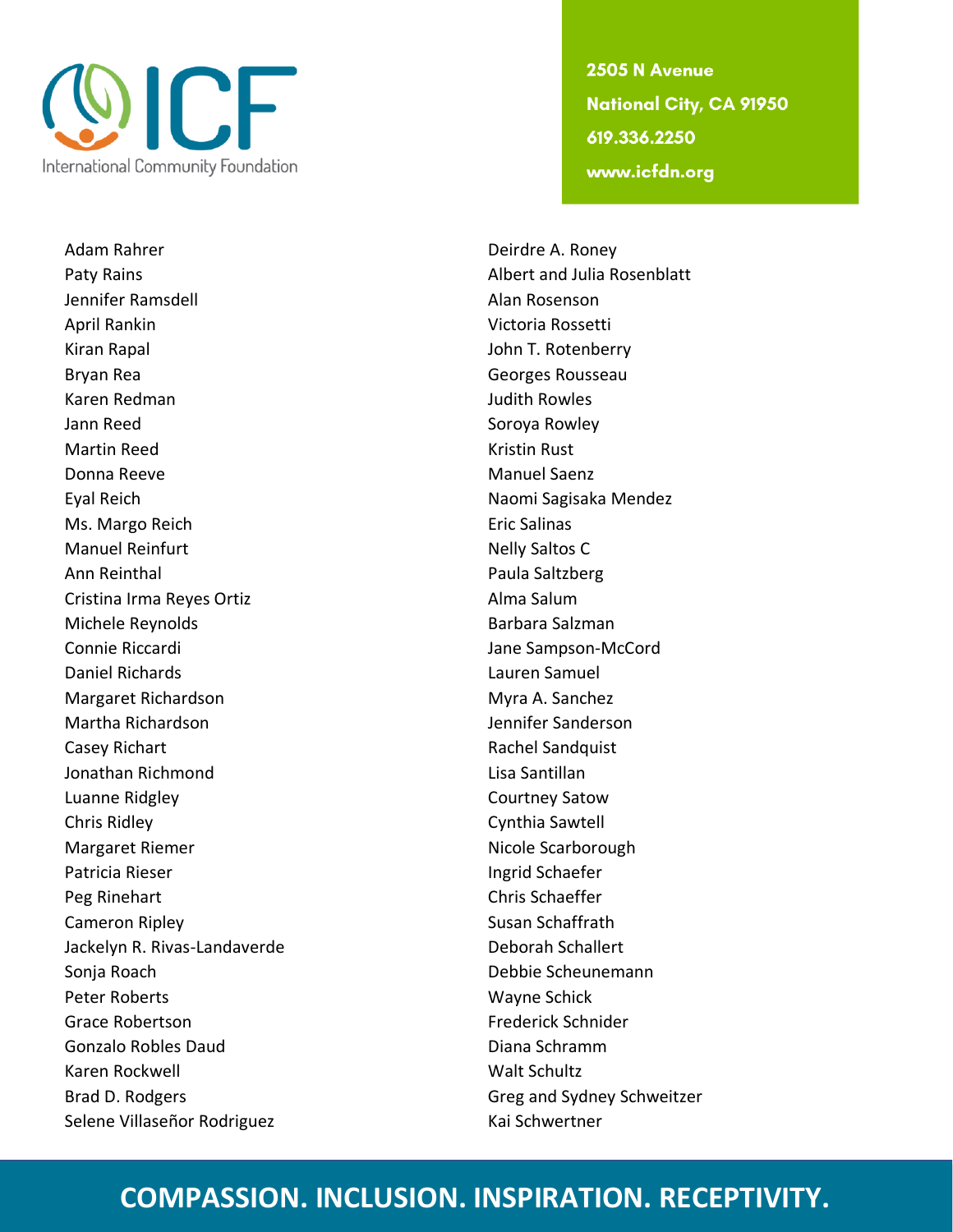Adam Rahrer
Paty Rains
Jennifer Ramsdell
April Rankin
Kiran Rapal
Bryan Rea
Karen Redman
Jann Reed
Martin Reed
Donna Reeve
Eyal Reich
Ms. Margo Reich
Manuel Reinfurt
Ann Reinthal
Cristina Irma Reyes Ortiz
Michele Reynolds
Connie Riccardi
Daniel Richards
Margaret Richardson
Martha Richardson
Casey Richart
Jonathan Richmond
Luanne Ridgley
Chris Ridley
Margaret Riemer
Patricia Rieser
Peg Rinehart
Cameron Ripley
Jackelyn R. Rivas-Landaverde
Sonja Roach
Peter Roberts
Grace Robertson
Gonzalo Robles Daud
Karen Rockwell
Brad D. Rodgers
Selene Villaseñor Rodriguez

Deirdre A. Roney
Albert and Julia Rosenblatt
Alan Rosenson
Victoria Rossetti
John T. Rotenberry
Georges Rousseau
Judith Rowles
Soroya Rowley
Kristin Rust
Manuel Saenz
Naomi Sagisaka Mendez
Eric Salinas
Nelly Saltos C
Paula Saltzberg
Alma Salum
Barbara Salzman
Jane Sampson-McCord
Lauren Samuel
Myra A. Sanchez
Jennifer Sanderson
Rachel Sandquist
Lisa Santillan
Courtney Satow
Cynthia Sawtell
Nicole Scarborough
Ingrid Schaefer
Chris Schaeffer
Susan Schaffrath
Deborah Schallert
Debbie Scheunemann
Wayne Schick
Frederick Schnider
Diana Schramm
Walt Schultz
Greg and Sydney Schweitzer
Kai Schwertner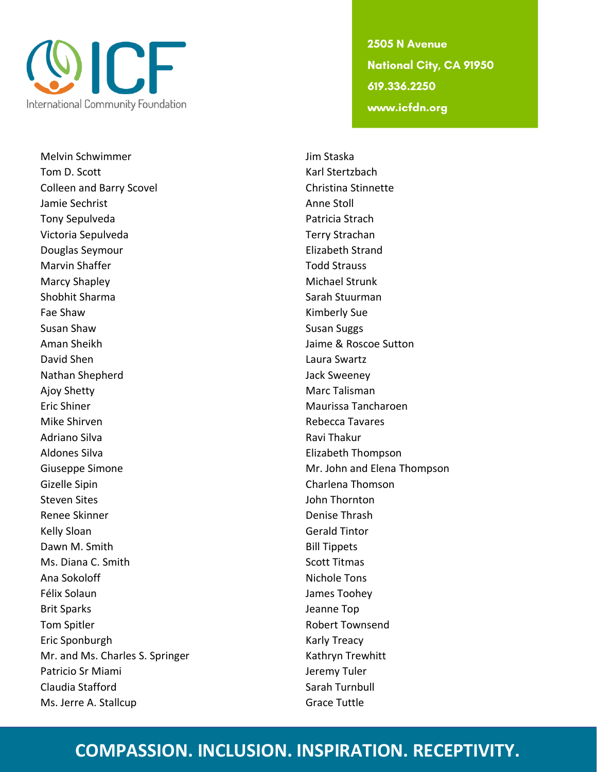Melvin Schwimmer
Tom D. Scott
Colleen and Barry Scovel
Jamie Sechrist
Tony Sepulveda
Victoria Sepulveda
Douglas Seymour
Marvin Shaffer
Marcy Shapley
Shobhit Sharma
Fae Shaw
Susan Shaw
Aman Sheikh
David Shen
Nathan Shepherd
Ajoy Shetty
Eric Shiner
Mike Shirven
Adriano Silva
Aldones Silva
Giuseppe Simone
Gizelle Sipin
Steven Sites
Renee Skinner
Kelly Sloan
Dawn M. Smith
Ms. Diana C. Smith
Ana Sokoloff
Félix Solaun
Brit Sparks
Tom Spitler
Eric Sponburgh
Mr. and Ms. Charles S. Springer
Patricio Sr Miami
Claudia Stafford
Ms. Jerre A. Stallcup
Jim Staska
Karl Stertzbach
Christina Stinnette
Anne Stoll
Patricia Strach
Terry Strachan
Elizabeth Strand
Todd Strauss
Michael Strunk
Sarah Stuurman
Kimberly Sue
Susan Suggs
Jaime & Roscoe Sutton
Laura Swartz
Jack Sweeney
Marc Talisman
Maurissa Tancharoen
Rebecca Tavares
Ravi Thakur
Elizabeth Thompson
Mr. John and Elena Thompson
Charlena Thomson
John Thornton
Denise Thrash
Gerald Tintor
Bill Tippets
Scott Titmas
Nichole Tons
James Toohey
Jeanne Top
Robert Townsend
Karly Treacy
Kathryn Trewhitt
Jeremy Tuler
Sarah Turnbull
Grace Tuttle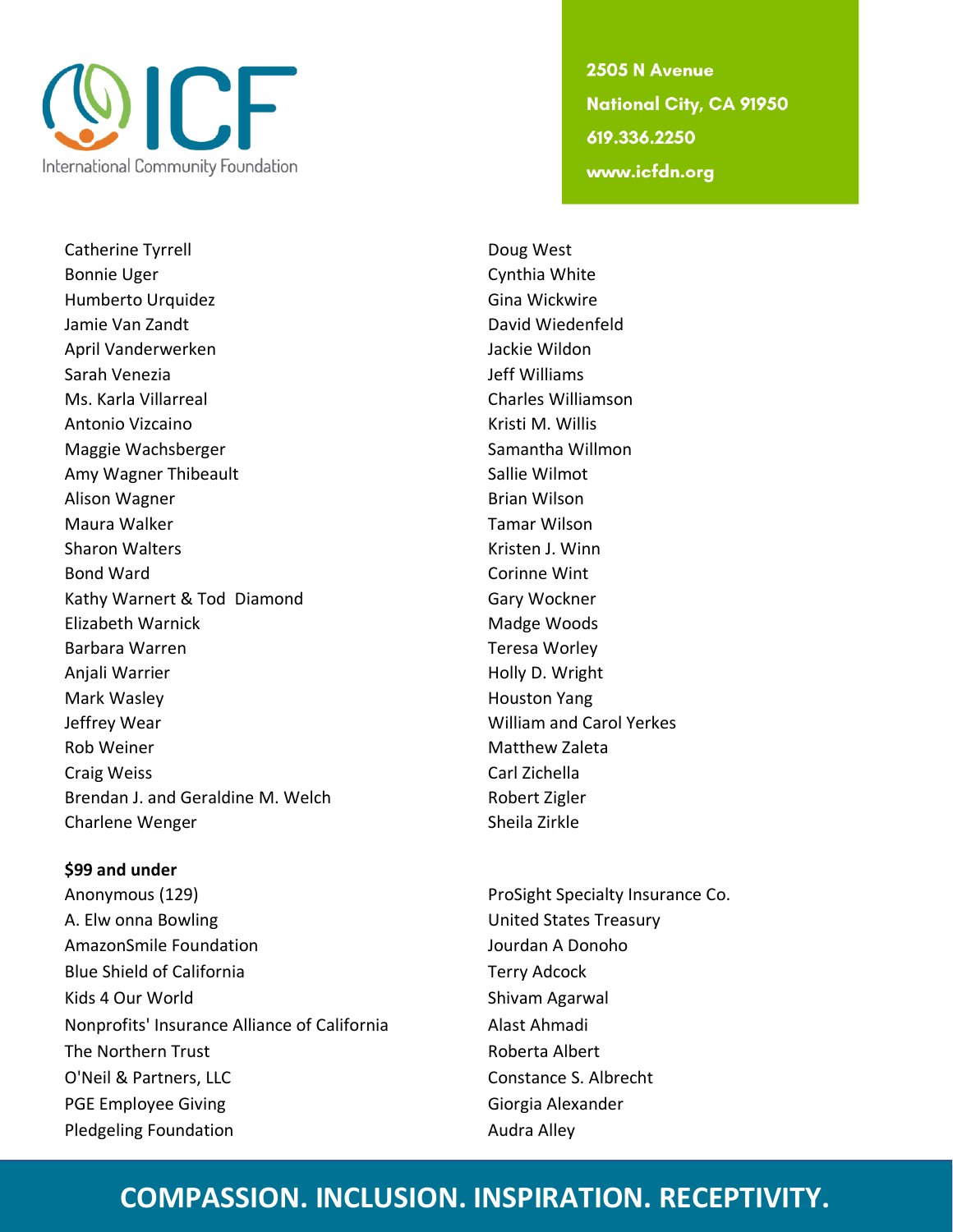Catherine Tyrrell
Bonnie Uger
Humberto Urquidez
Jamie Van Zandt
April Vanderwerken
Sarah Venezia
Ms. Karla Villarreal
Antonio Vizcaino
Maggie Wachsberger
Amy Wagner Thibeault
Alison Wagner
Maura Walker
Sharon Walters
Bond Ward
Kathy Warnert & Tod Diamond
Elizabeth Warnick
Barbara Warren
Anjali Warrier
Mark Wasley
Jeffrey Wear
Rob Weiner
Craig Weiss
Brendan J. and Geraldine M. Welch
Charlene Wenger
Doug West
Cynthia White
Gina Wickwire
David Wiedenfeld
Jackie Wildon
Jeff Williams
Charles Williamson
Kristi M. Willis
Samantha Willmon
Sallie Wilmot
Brian Wilson
Tamar Wilson
Kristen J. Winn
Corinne Wint
Gary Wockner
Madge Woods
Teresa Worley
Holly D. Wright
Houston Yang
William and Carol Yerkes
Matthew Zaleta
Carl Zichella
Robert Zigler
Sheila Zirkle

**$99 and under**

Anonymous (129)
A. Elw onna Bowling
AmazonSmile Foundation
Blue Shield of California
Kids 4 Our World
Nonprofits' Insurance Alliance of California
The Northern Trust
O'Neil & Partners, LLC
PGE Employee Giving
Pledgeling Foundation
ProSight Specialty Insurance Co.
United States Treasury
Jourdan A Donoho
Terry Adcock
Shivam Agarwal
Alast Ahmadi
Roberta Albert
Constance S. Albrecht
Giorgia Alexander
Audra Alley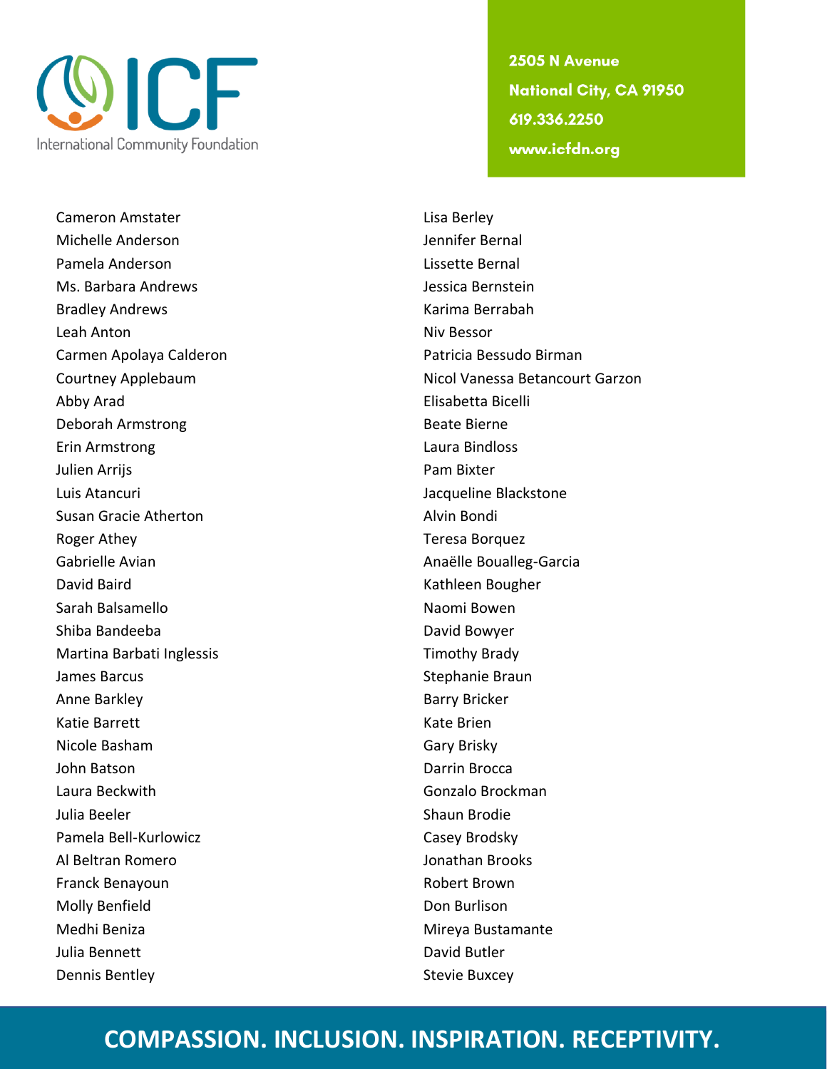Cameron Amstater
Michelle Anderson
Pamela Anderson
Ms. Barbara Andrews
Bradley Andrews
Leah Anton
Carmen Apolaya Calderon
Courtney Applebaum
Abby Arad
Deborah Armstrong
Erin Armstrong
Julien Arrijs
Luis Atancuri
Susan Gracie Atherton
Roger Athey
Gabrielle Avian
David Baird
Sarah Balsamello
Shiba Bandeeba
Martina Barbati Inglessis
James Barcus
Anne Barkley
Katie Barrett
Nicole Basham
John Batson
Laura Beckwith
Julia Beeler
Pamela Bell-Kurlowicz
Al Beltran Romero
Franck Benayoun
Molly Benfield
Medhi Beniza
Julia Bennett
Dennis Bentley
Lisa Berley
Jennifer Bernal
Lissette Bernal
Jessica Bernstein
Karima Berrabah
Niv Bessor
Patricia Bessudo Birman
Nicol Vanessa Betancourt Garzon
Elisabetta Bicelli
Beate Bierne
Laura Bindloss
Pam Bixter
Jacqueline Blackstone
Alvin Bondi
Teresa Borquez
Anaëlle Boualleg-Garcia
Kathleen Bougher
Naomi Bowen
David Bowyer
Timothy Brady
Stephanie Braun
Barry Bricker
Kate Brien
Gary Brisky
Darrin Brocca
Gonzalo Brockman
Shaun Brodie
Casey Brodsky
Jonathan Brooks
Robert Brown
Don Burlison
Mireya Bustamante
David Butler
Stevie Buxcey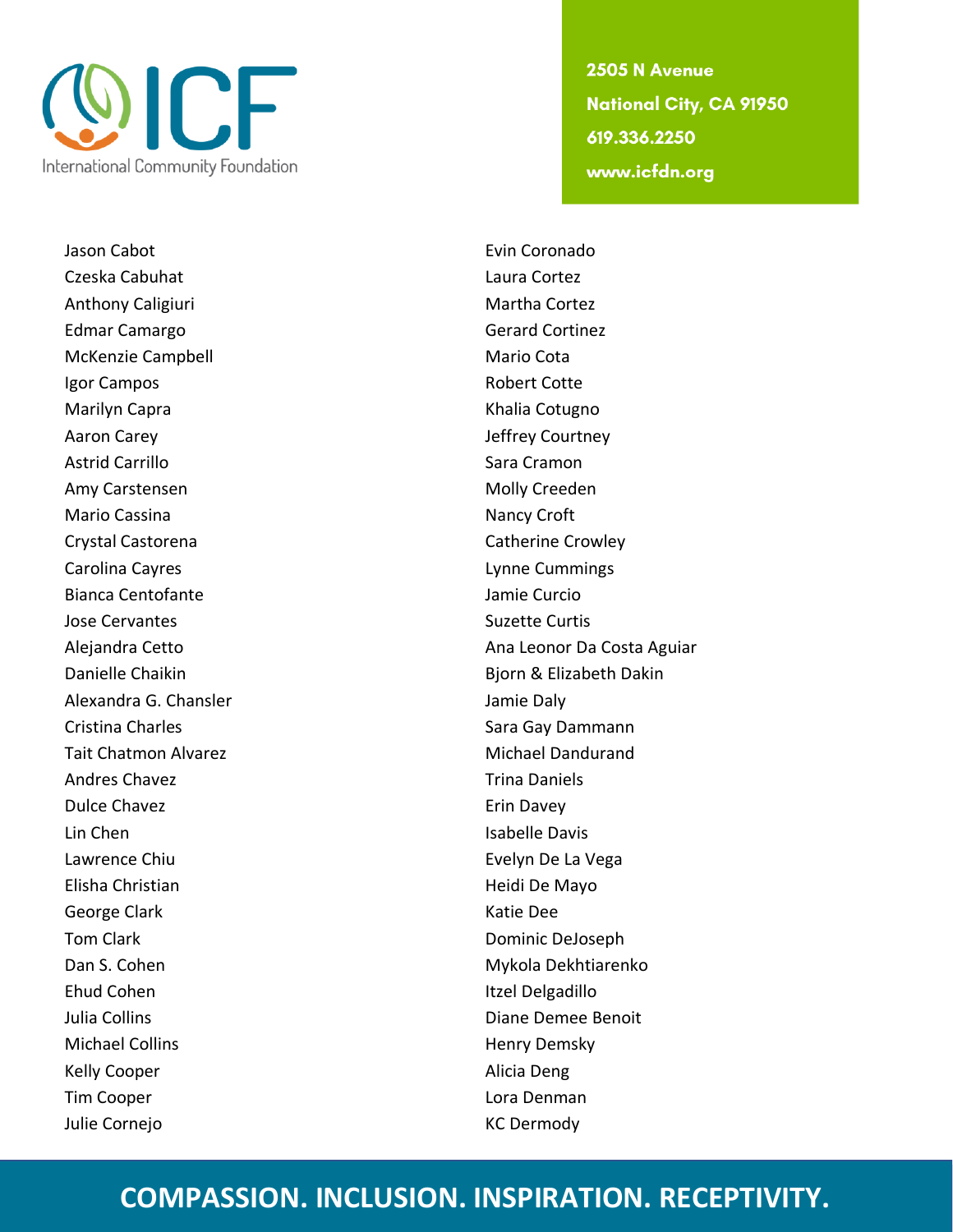Jason Cabot
Czeska Cabuhat
Anthony Caligiuri
Edmar Camargo
McKenzie Campbell
Igor Campos
Marilyn Capra
Aaron Carey
Astrid Carrillo
Amy Carstensen
Mario Cassina
Crystal Castorena
Carolina Cayres
Bianca Centofante
Jose Cervantes
Alejandra Cetto
Danielle Chaikin
Alexandra G. Chansler
Cristina Charles
Tait Chatmon Alvarez
Andres Chavez
Dulce Chavez
Lin Chen
Lawrence Chiu
Elisha Christian
George Clark
Tom Clark
Dan S. Cohen
Ehud Cohen
Julia Collins
Michael Collins
Kelly Cooper
Tim Cooper
Julie Cornejo
Evin Coronado
Laura Cortez
Martha Cortez
Gerard Cortinez
Mario Cota
Robert Cotte
Khalia Cotugno
Jeffrey Courtney
Sara Cramon
Molly Creeden
Nancy Croft
Catherine Crowley
Lynne Cummings
Jamie Curcio
Suzette Curtis
Ana Leonor Da Costa Aguiar
Bjorn & Elizabeth Dakin
Jamie Daly
Sara Gay Dammann
Michael Dandurand
Trina Daniels
Erin Davey
Isabelle Davis
Evelyn De La Vega
Heidi De Mayo
Katie Dee
Dominic DeJoseph
Mykola Dekhtiarenko
Itzel Delgadillo
Diane Demee Benoit
Henry Demsky
Alicia Deng
Lora Denman
KC Dermody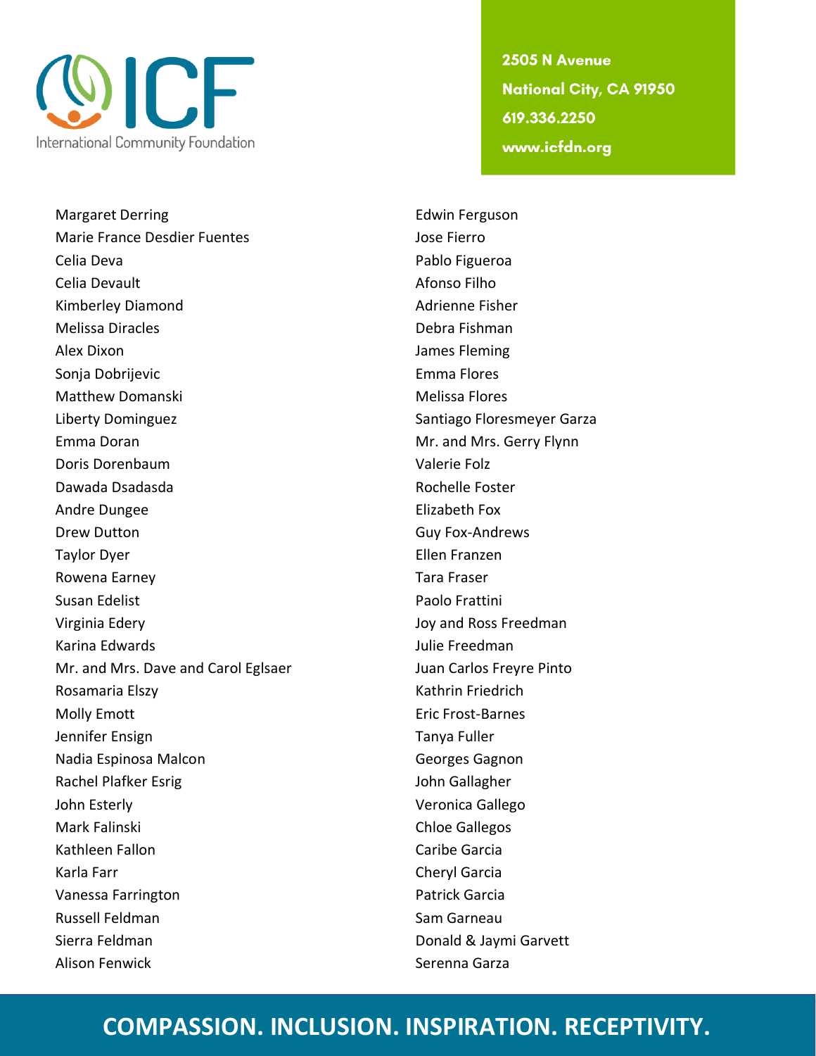Margaret Derring
Marie France Desdier Fuentes
Celia Deva
Celia Devault
Kimberley Diamond
Melissa Diracles
Alex Dixon
Sonja Dobrijevic
Matthew Domanski
Liberty Dominguez
Emma Doran
Doris Dorenbaum
Dawada Dsadasda
Andre Dungee
Drew Dutton
Taylor Dyer
Rowena Earney
Susan Edelist
Virginia Edery
Karina Edwards
Mr. and Mrs. Dave and Carol Eglsaer
Rosamaria Elszy
Molly Emott
Jennifer Ensign
Nadia Espinosa Malcon
Rachel Plafker Esrig
John Esterly
Mark Falinski
Kathleen Fallon
Karla Farr
Vanessa Farrington
Russell Feldman
Sierra Feldman
Alison Fenwick
Edwin Ferguson
Jose Fierro
Pablo Figueroa
Afonso Filho
Adrienne Fisher
Debra Fishman
James Fleming
Emma Flores
Melissa Flores
Santiago Floresmeyer Garza
Mr. and Mrs. Gerry Flynn
Valerie Folz
Rochelle Foster
Elizabeth Fox
Guy Fox-Andrews
Ellen Franzen
Tara Fraser
Paolo Frattini
Joy and Ross Freedman
Julie Freedman
Juan Carlos Freyre Pinto
Kathrin Friedrich
Eric Frost-Barnes
Tanya Fuller
Georges Gagnon
John Gallagher
Veronica Gallego
Chloe Gallegos
Caribe Garcia
Cheryl Garcia
Patrick Garcia
Sam Garneau
Donald & Jaymi Garvett
Serenna Garza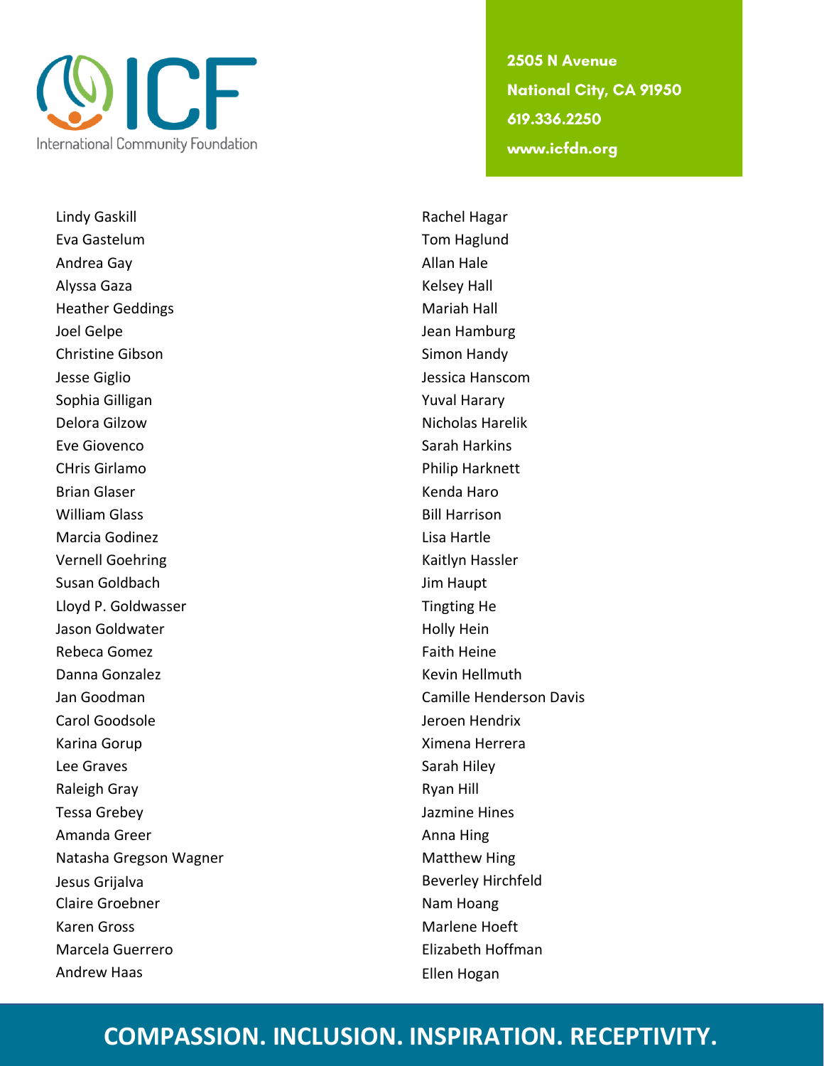Lindy Gaskill
Eva Gastelum
Andrea Gay
Alyssa Gaza
Heather Geddings
Joel Gelpe
Christine Gibson
Jesse Giglio
Sophia Gilligan
Delora Gilzow
Eve Giovenco
CHris Girlamo
Brian Glaser
William Glass
Marcia Godinez
Vernell Goehring
Susan Goldbach
Lloyd P. Goldwasser
Jason Goldwater
Rebeca Gomez
Danna Gonzalez
Jan Goodman
Carol Goodsole
Karina Gorup
Lee Graves
Raleigh Gray
Tessa Grebey
Amanda Greer
Natasha Gregson Wagner
Jesus Grijalva
Claire Groebner
Karen Gross
Marcela Guerrero
Andrew Haas

Rachel Hagar
Tom Haglund
Allan Hale
Kelsey Hall
Mariah Hall
Jean Hamburg
Simon Handy
Jessica Hanscom
Yuval Harary
Nicholas Harelik
Sarah Harkins
Philip Harknett
Kenda Haro
Bill Harrison
Lisa Hartle
Kaitlyn Hassler
Jim Haupt
Tingting He
Holly Hein
Faith Heine
Kevin Hellmuth
Camille Henderson Davis
Jeroen Hendrix
Ximena Herrera
Sarah Hiley
Ryan Hill
Jazmine Hines
Anna Hing
Matthew Hing
Beverley Hirchfeld
Nam Hoang
Marlene Hoeft
Elizabeth Hoffman
Ellen Hogan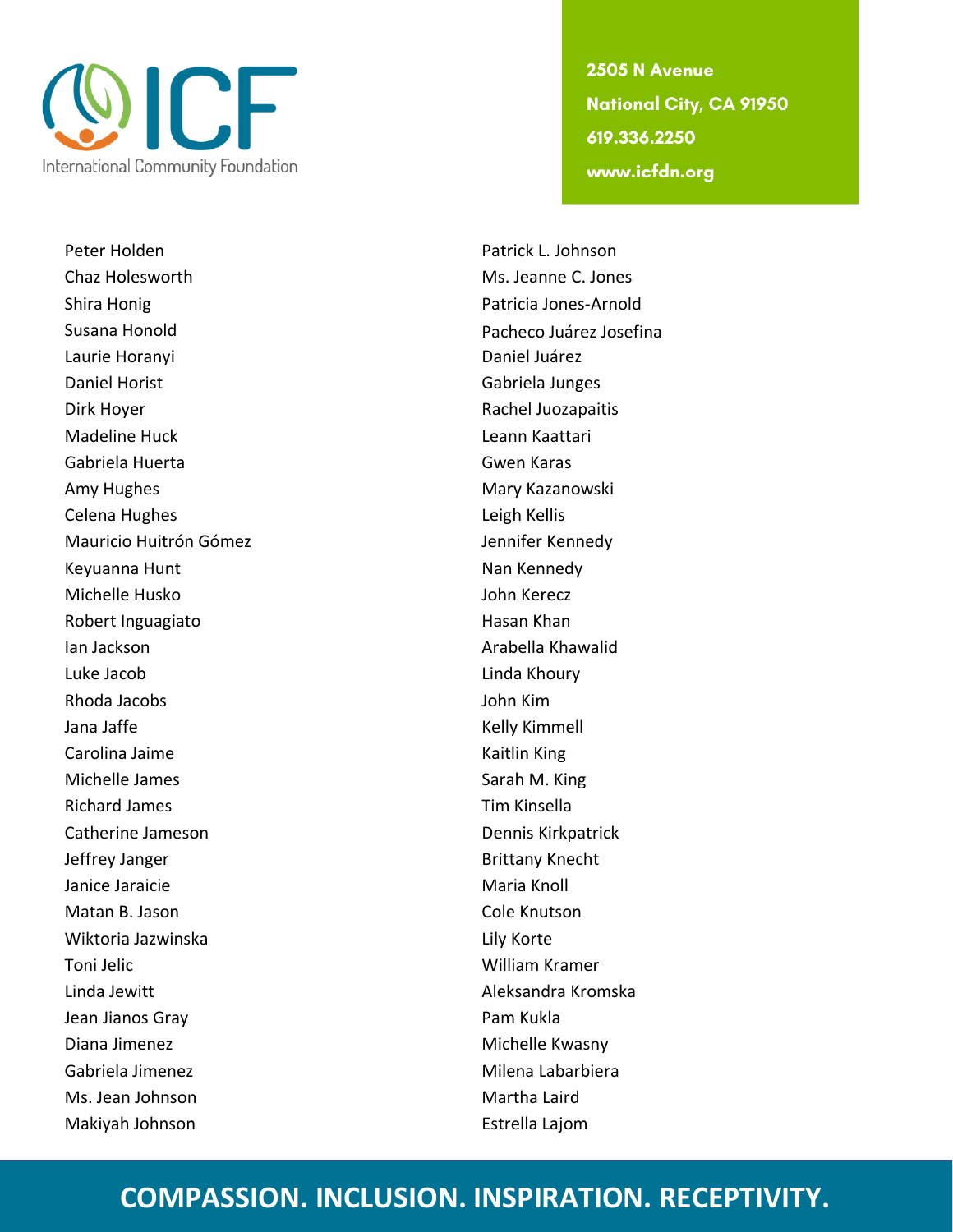Peter Holden
Chaz Holesworth
Shira Honig
Susana Honold
Laurie Horanyi
Daniel Horist
Dirk Hoyer
Madeline Huck
Gabriela Huerta
Amy Hughes
Celena Hughes
Mauricio Huitrón Gómez
Keyuanna Hunt
Michelle Husko
Robert Inguagiato
Ian Jackson
Luke Jacob
Rhoda Jacobs
Jana Jaffe
Carolina Jaime
Michelle James
Richard James
Catherine Jameson
Jeffrey Janger
Janice Jaraicie
Matan B. Jason
Wiktoria Jazwinska
Toni Jelic
Linda Jewitt
Jean Jianos Gray
Diana Jimenez
Gabriela Jimenez
Ms. Jean Johnson
Makiyah Johnson
Patrick L. Johnson
Ms. Jeanne C. Jones
Patricia Jones-Arnold
Pacheco Juárez Josefina
Daniel Juárez
Gabriela Junges
Rachel Juozapaitis
Leann Kaattari
Gwen Karas
Mary Kazanowski
Leigh Kellis
Jennifer Kennedy
Nan Kennedy
John Kerecz
Hasan Khan
Arabella Khawalid
Linda Khoury
John Kim
Kelly Kimmell
Kaitlin King
Sarah M. King
Tim Kinsella
Dennis Kirkpatrick
Brittany Knecht
Maria Knoll
Cole Knutson
Lily Korte
William Kramer
Aleksandra Kromska
Pam Kukla
Michelle Kwasny
Milena Labarbiera
Martha Laird
Estrella Lajom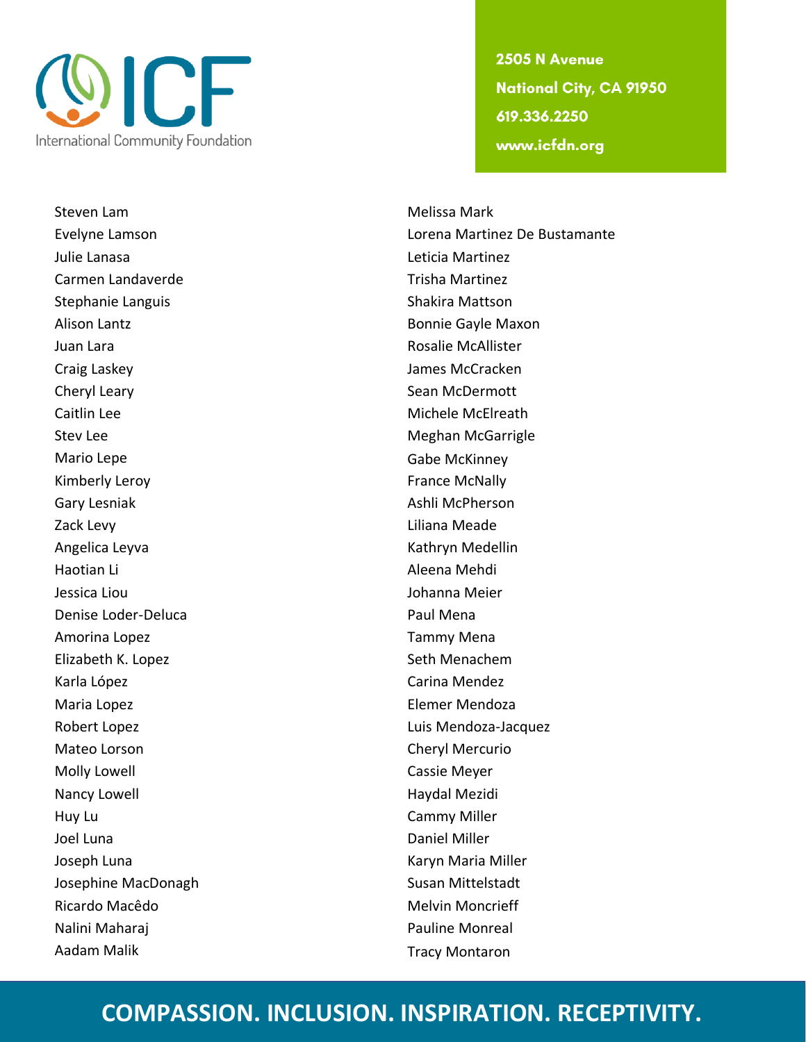Steven Lam
Evelyne Lamson
Julie Lanasa
Carmen Landaverde
Stephanie Languis
Alison Lantz
Juan Lara
Craig Laskey
Cheryl Leary
Caitlin Lee
Stev Lee
Mario Lepe
Kimberly Leroy
Gary Lesniak
Zack Levy
Angelica Leyva
Haotian Li
Jessica Liou
Denise Loder-Deluca
Amorina Lopez
Elizabeth K. Lopez
Karla López
Maria Lopez
Robert Lopez
Mateo Lorson
Molly Lowell
Nancy Lowell
Huy Lu
Joel Luna
Joseph Luna
Josephine MacDonagh
Ricardo Macêdo
Nalini Maharaj
Aadam Malik
Melissa Mark
Lorena Martinez De Bustamante
Leticia Martinez
Trisha Martinez
Shakira Mattson
Bonnie Gayle Maxon
Rosalie McAllister
James McCracken
Sean McDermott
Michele McElreath
Meghan McGarrigle
Gabe McKinney
France McNally
Ashli McPherson
Liliana Meade
Kathryn Medellin
Aleena Mehdi
Johanna Meier
Paul Mena
Tammy Mena
Seth Menachem
Carina Mendez
Elemer Mendoza
Luis Mendoza-Jacquez
Cheryl Mercurio
Cassie Meyer
Haydal Mezidi
Cammy Miller
Daniel Miller
Karyn Maria Miller
Susan Mittelstadt
Melvin Moncrieff
Pauline Monreal
Tracy Montaron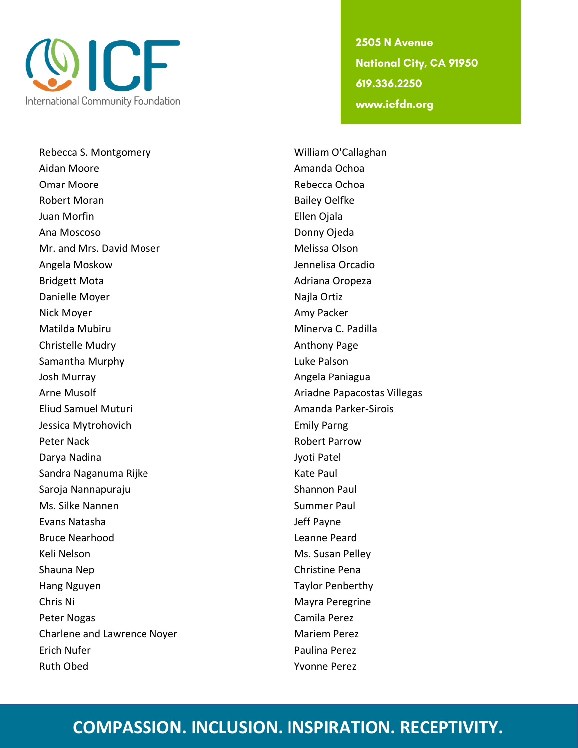Rebecca S. Montgomery
Aidan Moore
Omar Moore
Robert Moran
Juan Morfin
Ana Moscoso
Mr. and Mrs. David Moser
Angela Moskow
Bridgett Mota
Danielle Moyer
Nick Moyer
Matilda Mubiru
Christelle Mudry
Samantha Murphy
Josh Murray
Arne Musolf
Eliud Samuel Muturi
Jessica Mytrohovich
Peter Nack
Darya Nadina
Sandra Naganuma Rijke
Saroja Nannapuraju
Ms. Silke Nannen
Evans Natasha
Bruce Nearhood
Keli Nelson
Shauna Nep
Hang Nguyen
Chris Ni
Peter Nogas
Charlene and Lawrence Noyer
Erich Nufer
Ruth Obed
William O'Callaghan
Amanda Ochoa
Rebecca Ochoa
Bailey Oelfke
Ellen Ojala
Donny Ojeda
Melissa Olson
Jennelisa Orcadio
Adriana Oropeza
Najla Ortiz
Amy Packer
Minerva C. Padilla
Anthony Page
Luke Palson
Angela Paniagua
Ariadne Papacostas Villegas
Amanda Parker-Sirois
Emily Parng
Robert Parrow
Jyoti Patel
Kate Paul
Shannon Paul
Summer Paul
Jeff Payne
Leanne Peard
Ms. Susan Pelley
Christine Pena
Taylor Penberthy
Mayra Peregrine
Camila Perez
Mariem Perez
Paulina Perez
Yvonne Perez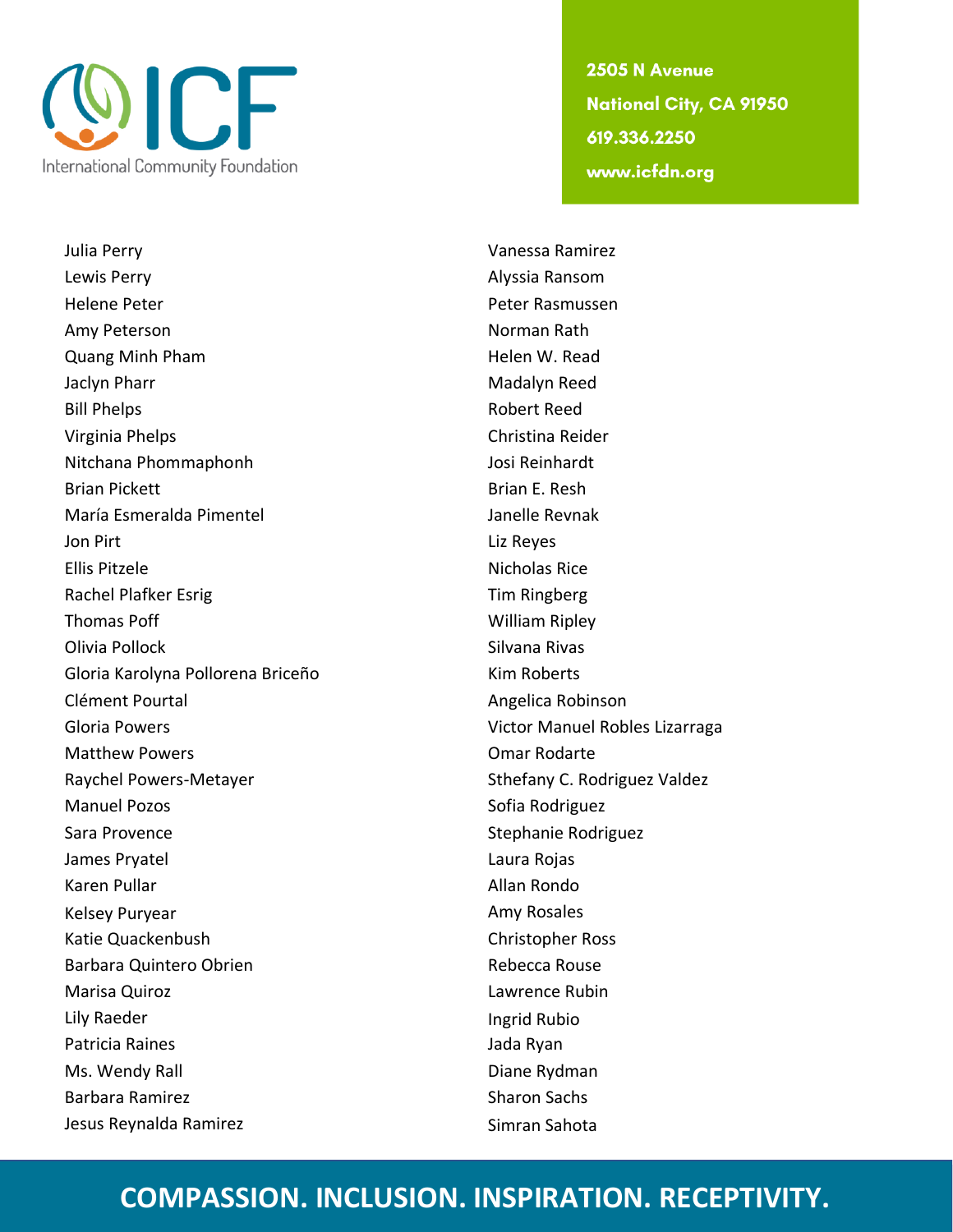Julia Perry
Lewis Perry
Helene Peter
Amy Peterson
Quang Minh Pham
Jaclyn Pharr
Bill Phelps
Virginia Phelps
Nitchana Phommaphonh
Brian Pickett
María Esmeralda Pimentel
Jon Pirt
Ellis Pitzele
Rachel Plafker Esrig
Thomas Poff
Olivia Pollock
Gloria Karolyna Pollorena Briceño
Clément Pourtal
Gloria Powers
Matthew Powers
Raychel Powers-Metayer
Manuel Pozos
Sara Provence
James Pryatel
Karen Pullar
Kelsey Puryear
Katie Quackenbush
Barbara Quintero Obrien
Marisa Quiroz
Lily Raeder
Patricia Raines
Ms. Wendy Rall
Barbara Ramirez
Jesus Reynalda Ramirez
Vanessa Ramirez
Alyssia Ransom
Peter Rasmussen
Norman Rath
Helen W. Read
Madalyn Reed
Robert Reed
Christina Reider
Josi Reinhardt
Brian E. Resh
Janelle Revnak
Liz Reyes
Nicholas Rice
Tim Ringberg
William Ripley
Silvana Rivas
Kim Roberts
Angelica Robinson
Victor Manuel Robles Lizarraga
Omar Rodarte
Sthefany C. Rodriguez Valdez
Sofia Rodriguez
Stephanie Rodriguez
Laura Rojas
Allan Rondo
Amy Rosales
Christopher Ross
Rebecca Rouse
Lawrence Rubin
Ingrid Rubio
Jada Ryan
Diane Rydman
Sharon Sachs
Simran Sahota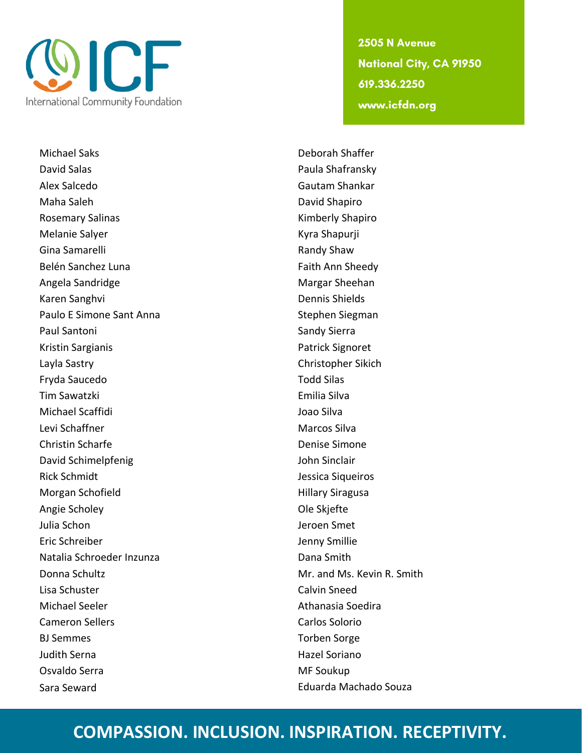Michael Saks
David Salas
Alex Salcedo
Maha Saleh
Rosemary Salinas
Melanie Salyer
Gina Samarelli
Belén Sanchez Luna
Angela Sandridge
Karen Sanghvi
Paulo E Simone Sant Anna
Paul Santoni
Kristin Sargianis
Layla Sastry
Fryda Saucedo
Tim Sawatzki
Michael Scaffidi
Levi Schaffner
Christin Scharfe
David Schimelpfenig
Rick Schmidt
Morgan Schofield
Angie Scholey
Julia Schon
Eric Schreiber
Natalia Schroeder Inzunza
Donna Schultz
Lisa Schuster
Michael Seeler
Cameron Sellers
BJ Semmes
Judith Serna
Osvaldo Serra
Sara Seward
Deborah Shaffer
Paula Shafransky
Gautam Shankar
David Shapiro
Kimberly Shapiro
Kyra Shapurji
Randy Shaw
Faith Ann Sheedy
Margar Sheehan
Dennis Shields
Stephen Siegman
Sandy Sierra
Patrick Signoret
Christopher Sikich
Todd Silas
Emilia Silva
Joao Silva
Marcos Silva
Denise Simone
John Sinclair
Jessica Siqueiros
Hillary Siragusa
Ole Skjefte
Jeroen Smet
Jenny Smillie
Dana Smith
Mr. and Ms. Kevin R. Smith
Calvin Sneed
Athanasia Soedira
Carlos Solorio
Torben Sorge
Hazel Soriano
MF Soukup
Eduarda Machado Souza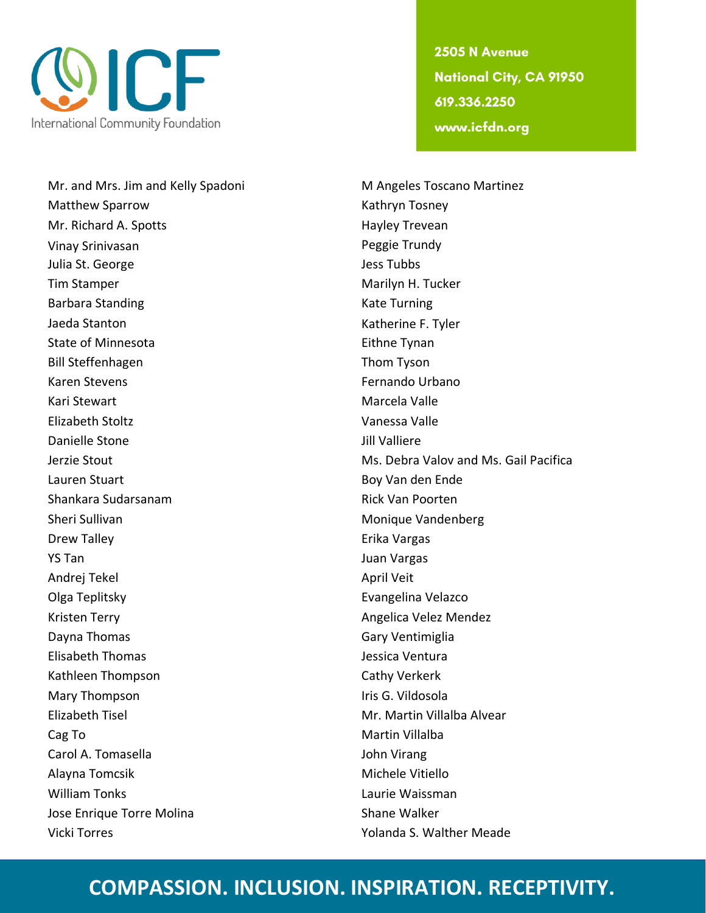Mr. and Mrs. Jim and Kelly Spadoni
Matthew Sparrow
Mr. Richard A. Spotts
Vinay Srinivasan
Julia St. George
Tim Stamper
Barbara Standing
Jaeda Stanton
State of Minnesota
Bill Steffenhagen
Karen Stevens
Kari Stewart
Elizabeth Stoltz
Danielle Stone
Jerzie Stout
Lauren Stuart
Shankara Sudarsanam
Sheri Sullivan
Drew Talley
YS Tan
Andrej Tekel
Olga Teplitsky
Kristen Terry
Dayna Thomas
Elisabeth Thomas
Kathleen Thompson
Mary Thompson
Elizabeth Tisel
Cag To
Carol A. Tomasella
Alayna Tomcsik
William Tonks
Jose Enrique Torre Molina
Vicki Torres
M Angeles Toscano Martinez
Kathryn Tosney
Hayley Trevean
Peggie Trundy
Jess Tubbs
Marilyn H. Tucker
Kate Turning
Katherine F. Tyler
Eithne Tynan
Thom Tyson
Fernando Urbano
Marcela Valle
Vanessa Valle
Jill Valliere
Ms. Debra Valov and Ms. Gail Pacifica
Boy Van den Ende
Rick Van Poorten
Monique Vandenberg
Erika Vargas
Juan Vargas
April Veit
Evangelina Velazco
Angelica Velez Mendez
Gary Ventimiglia
Jessica Ventura
Cathy Verkerk
Iris G. Vildosola
Mr. Martin Villalba Alvear
Martin Villalba
John Virang
Michele Vitiello
Laurie Waissman
Shane Walker
Yolanda S. Walther Meade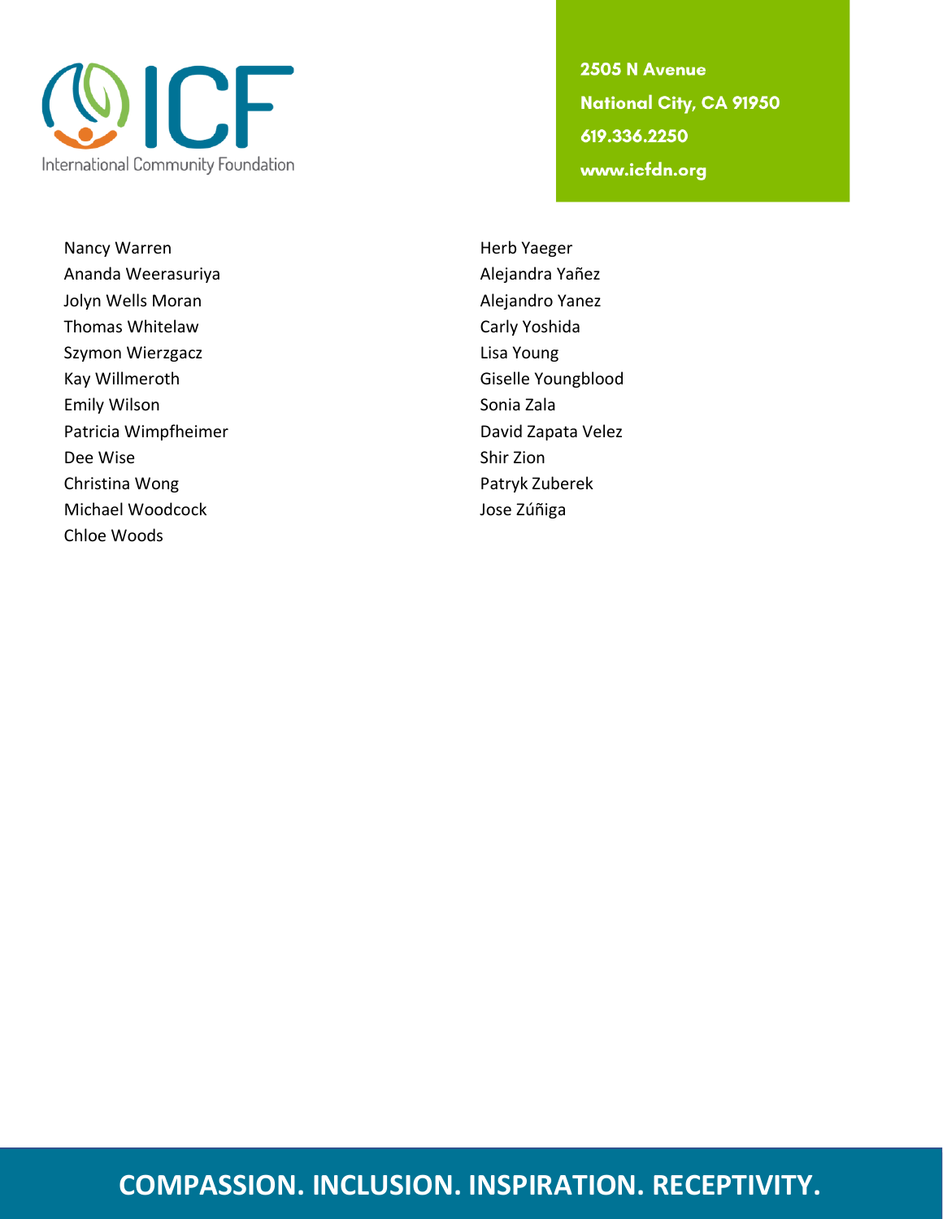International Community Foundation

**2505 N Avenue**
**National City, CA 91950**
**619.336.2250**
**www.icfdn.org**

Nancy Warren
Ananda Weerasuriya
Jolyn Wells Moran
Thomas Whitelaw
Szymon Wierzgacz
Kay Willmeroth
Emily Wilson
Patricia Wimpfheimer
Dee Wise
Christina Wong
Michael Woodcock
Chloe Woods
Herb Yaeger
Alejandra Yañez
Alejandro Yanez
Carly Yoshida
Lisa Young
Giselle Youngblood
Sonia Zala
David Zapata Velez
Shir Zion
Patryk Zuberek
Jose Zúñiga

**COMPASSION. INCLUSION. INSPIRATION. RECEPTIVITY.**